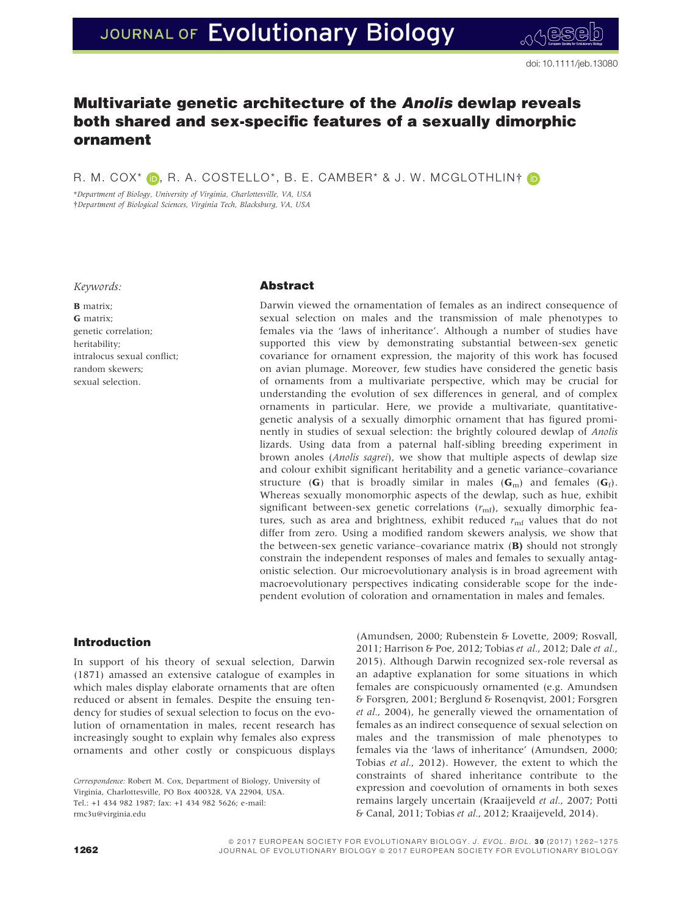# Multivariate genetic architecture of the *Anolis* dewlap reveals both shared and sex-specific features of a sexually dimorphic ornament

R. M. COX*, R. A. COSTELLO*, B. E. CAMBER* & J. W. MCGLOTHLIN†

*Department of Biology, University of Virginia, Charlottesville, VA, USA
†Department of Biological Sciences, Virginia Tech, Blacksburg, VA, USA

*Keywords:*

**B** matrix;
**G** matrix;
genetic correlation;
heritability;
intralocus sexual conflict;
random skewers;
sexual selection.

## Abstract

Darwin viewed the ornamentation of females as an indirect consequence of sexual selection on males and the transmission of male phenotypes to females via the 'laws of inheritance'. Although a number of studies have supported this view by demonstrating substantial between-sex genetic covariance for ornament expression, the majority of this work has focused on avian plumage. Moreover, few studies have considered the genetic basis of ornaments from a multivariate perspective, which may be crucial for understanding the evolution of sex differences in general, and of complex ornaments in particular. Here, we provide a multivariate, quantitative-genetic analysis of a sexually dimorphic ornament that has figured prominently in studies of sexual selection: the brightly coloured dewlap of *Anolis* lizards. Using data from a paternal half-sibling breeding experiment in brown anoles (*Anolis sagrei*), we show that multiple aspects of dewlap size and colour exhibit significant heritability and a genetic variance–covariance structure (**G**) that is broadly similar in males ($\mathbf{G}_m$) and females ($\mathbf{G}_f$). Whereas sexually monomorphic aspects of the dewlap, such as hue, exhibit significant between-sex genetic correlations ($r_{mf}$), sexually dimorphic features, such as area and brightness, exhibit reduced $r_{mf}$ values that do not differ from zero. Using a modified random skewers analysis, we show that the between-sex genetic variance–covariance matrix (**B**) should not strongly constrain the independent responses of males and females to sexually antagonistic selection. Our microevolutionary analysis is in broad agreement with macroevolutionary perspectives indicating considerable scope for the independent evolution of coloration and ornamentation in males and females.

## Introduction

In support of his theory of sexual selection, Darwin (1871) amassed an extensive catalogue of examples in which males display elaborate ornaments that are often reduced or absent in females. Despite the ensuing tendency for studies of sexual selection to focus on the evolution of ornamentation in males, recent research has increasingly sought to explain why females also express ornaments and other costly or conspicuous displays (Amundsen, 2000; Rubenstein & Lovette, 2009; Rosvall, 2011; Harrison & Poe, 2012; Tobias *et al.*, 2012; Dale *et al.*, 2015). Although Darwin recognized sex-role reversal as an adaptive explanation for some situations in which females are conspicuously ornamented (e.g. Amundsen & Forsgren, 2001; Berglund & Rosenqvist, 2001; Forsgren *et al.*, 2004), he generally viewed the ornamentation of females as an indirect consequence of sexual selection on males and the transmission of male phenotypes to females via the 'laws of inheritance' (Amundsen, 2000; Tobias *et al.*, 2012). However, the extent to which the constraints of shared inheritance contribute to the expression and coevolution of ornaments in both sexes remains largely uncertain (Kraaijeveld *et al.*, 2007; Potti & Canal, 2011; Tobias *et al.*, 2012; Kraaijeveld, 2014).

*Correspondence:* Robert M. Cox, Department of Biology, University of Virginia, Charlottesville, PO Box 400328, VA 22904, USA.
Tel.: +1 434 982 1987; fax: +1 434 982 5626; e-mail: rmc3u@virginia.edu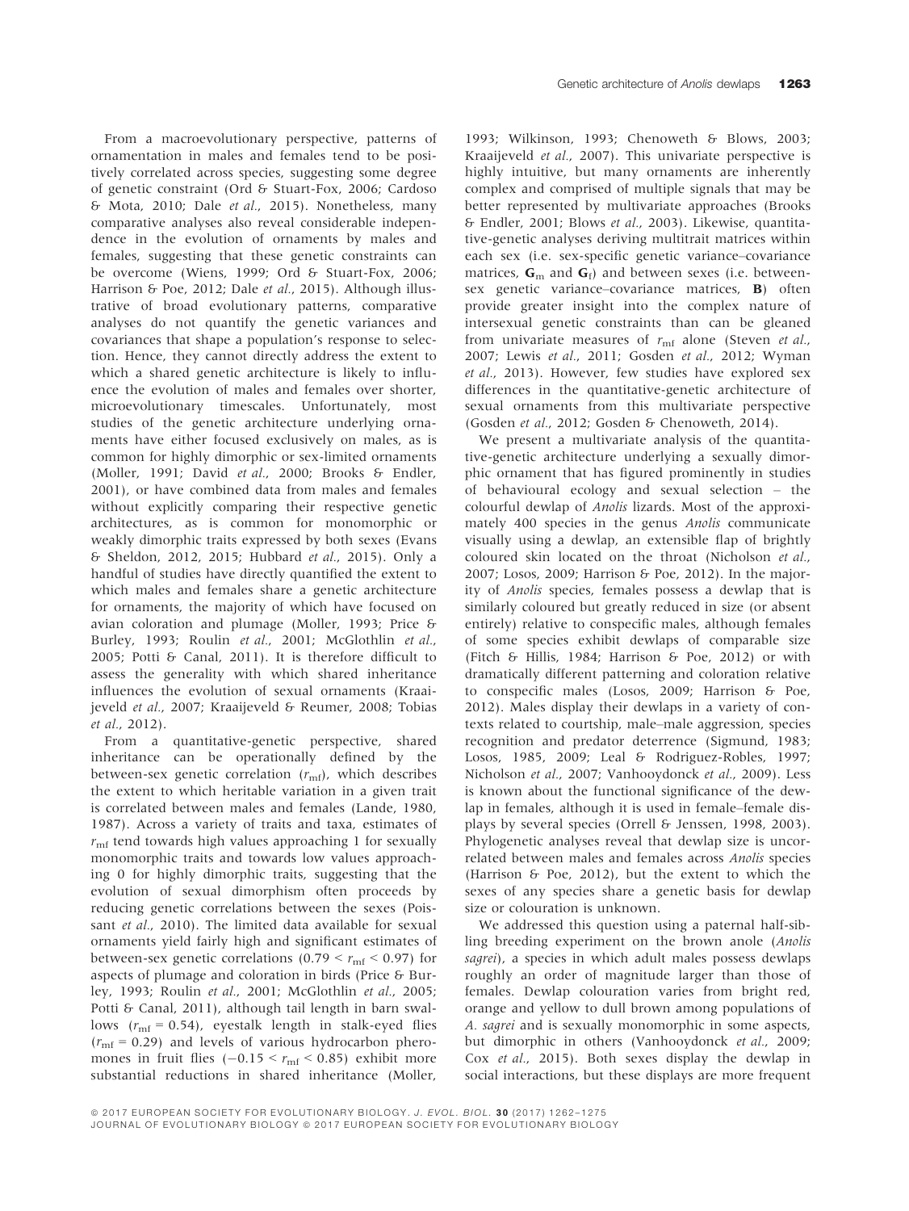From a macroevolutionary perspective, patterns of ornamentation in males and females tend to be positively correlated across species, suggesting some degree of genetic constraint (Ord & Stuart-Fox, 2006; Cardoso & Mota, 2010; Dale *et al.*, 2015). Nonetheless, many comparative analyses also reveal considerable independence in the evolution of ornaments by males and females, suggesting that these genetic constraints can be overcome (Wiens, 1999; Ord & Stuart-Fox, 2006; Harrison & Poe, 2012; Dale *et al.*, 2015). Although illustrative of broad evolutionary patterns, comparative analyses do not quantify the genetic variances and covariances that shape a population's response to selection. Hence, they cannot directly address the extent to which a shared genetic architecture is likely to influence the evolution of males and females over shorter, microevolutionary timescales. Unfortunately, most studies of the genetic architecture underlying ornaments have either focused exclusively on males, as is common for highly dimorphic or sex-limited ornaments (Moller, 1991; David *et al.*, 2000; Brooks & Endler, 2001), or have combined data from males and females without explicitly comparing their respective genetic architectures, as is common for monomorphic or weakly dimorphic traits expressed by both sexes (Evans & Sheldon, 2012, 2015; Hubbard *et al.*, 2015). Only a handful of studies have directly quantified the extent to which males and females share a genetic architecture for ornaments, the majority of which have focused on avian coloration and plumage (Moller, 1993; Price & Burley, 1993; Roulin *et al.*, 2001; McGlothlin *et al.*, 2005; Potti & Canal, 2011). It is therefore difficult to assess the generality with which shared inheritance influences the evolution of sexual ornaments (Kraaijeveld *et al.*, 2007; Kraaijeveld & Reumer, 2008; Tobias *et al.*, 2012).

From a quantitative-genetic perspective, shared inheritance can be operationally defined by the between-sex genetic correlation ($r_{mf}$), which describes the extent to which heritable variation in a given trait is correlated between males and females (Lande, 1980, 1987). Across a variety of traits and taxa, estimates of $r_{mf}$ tend towards high values approaching 1 for sexually monomorphic traits and towards low values approaching 0 for highly dimorphic traits, suggesting that the evolution of sexual dimorphism often proceeds by reducing genetic correlations between the sexes (Poissant *et al.*, 2010). The limited data available for sexual ornaments yield fairly high and significant estimates of between-sex genetic correlations ($0.79 < r_{mf} < 0.97$) for aspects of plumage and coloration in birds (Price & Burley, 1993; Roulin *et al.*, 2001; McGlothlin *et al.*, 2005; Potti & Canal, 2011), although tail length in barn swallows ($r_{mf} = 0.54$), eyestalk length in stalk-eyed flies ($r_{mf} = 0.29$) and levels of various hydrocarbon pheromones in fruit flies ($-0.15 < r_{mf} < 0.85$) exhibit more substantial reductions in shared inheritance (Moller, 1993; Wilkinson, 1993; Chenoweth & Blows, 2003; Kraaijeveld *et al.*, 2007). This univariate perspective is highly intuitive, but many ornaments are inherently complex and comprised of multiple signals that may be better represented by multivariate approaches (Brooks & Endler, 2001; Blows *et al.*, 2003). Likewise, quantitative-genetic analyses deriving multitrait matrices within each sex (i.e. sex-specific genetic variance–covariance matrices, $\mathbf{G}_m$ and $\mathbf{G}_f$) and between sexes (i.e. between-sex genetic variance–covariance matrices, $\mathbf{B}$) often provide greater insight into the complex nature of intersexual genetic constraints than can be gleaned from univariate measures of $r_{mf}$ alone (Steven *et al.*, 2007; Lewis *et al.*, 2011; Gosden *et al.*, 2012; Wyman *et al.*, 2013). However, few studies have explored sex differences in the quantitative-genetic architecture of sexual ornaments from this multivariate perspective (Gosden *et al.*, 2012; Gosden & Chenoweth, 2014).

We present a multivariate analysis of the quantitative-genetic architecture underlying a sexually dimorphic ornament that has figured prominently in studies of behavioural ecology and sexual selection – the colourful dewlap of *Anolis* lizards. Most of the approximately 400 species in the genus *Anolis* communicate visually using a dewlap, an extensible flap of brightly coloured skin located on the throat (Nicholson *et al.*, 2007; Losos, 2009; Harrison & Poe, 2012). In the majority of *Anolis* species, females possess a dewlap that is similarly coloured but greatly reduced in size (or absent entirely) relative to conspecific males, although females of some species exhibit dewlaps of comparable size (Fitch & Hillis, 1984; Harrison & Poe, 2012) or with dramatically different patterning and coloration relative to conspecific males (Losos, 2009; Harrison & Poe, 2012). Males display their dewlaps in a variety of contexts related to courtship, male–male aggression, species recognition and predator deterrence (Sigmund, 1983; Losos, 1985, 2009; Leal & Rodriguez-Robles, 1997; Nicholson *et al.*, 2007; Vanhooydonck *et al.*, 2009). Less is known about the functional significance of the dewlap in females, although it is used in female–female displays by several species (Orrell & Jenssen, 1998, 2003). Phylogenetic analyses reveal that dewlap size is uncorrelated between males and females across *Anolis* species (Harrison & Poe, 2012), but the extent to which the sexes of any species share a genetic basis for dewlap size or colouration is unknown.

We addressed this question using a paternal half-sibling breeding experiment on the brown anole (*Anolis sagrei*), a species in which adult males possess dewlaps roughly an order of magnitude larger than those of females. Dewlap colouration varies from bright red, orange and yellow to dull brown among populations of *A. sagrei* and is sexually monomorphic in some aspects, but dimorphic in others (Vanhooydonck *et al.*, 2009; Cox *et al.*, 2015). Both sexes display the dewlap in social interactions, but these displays are more frequent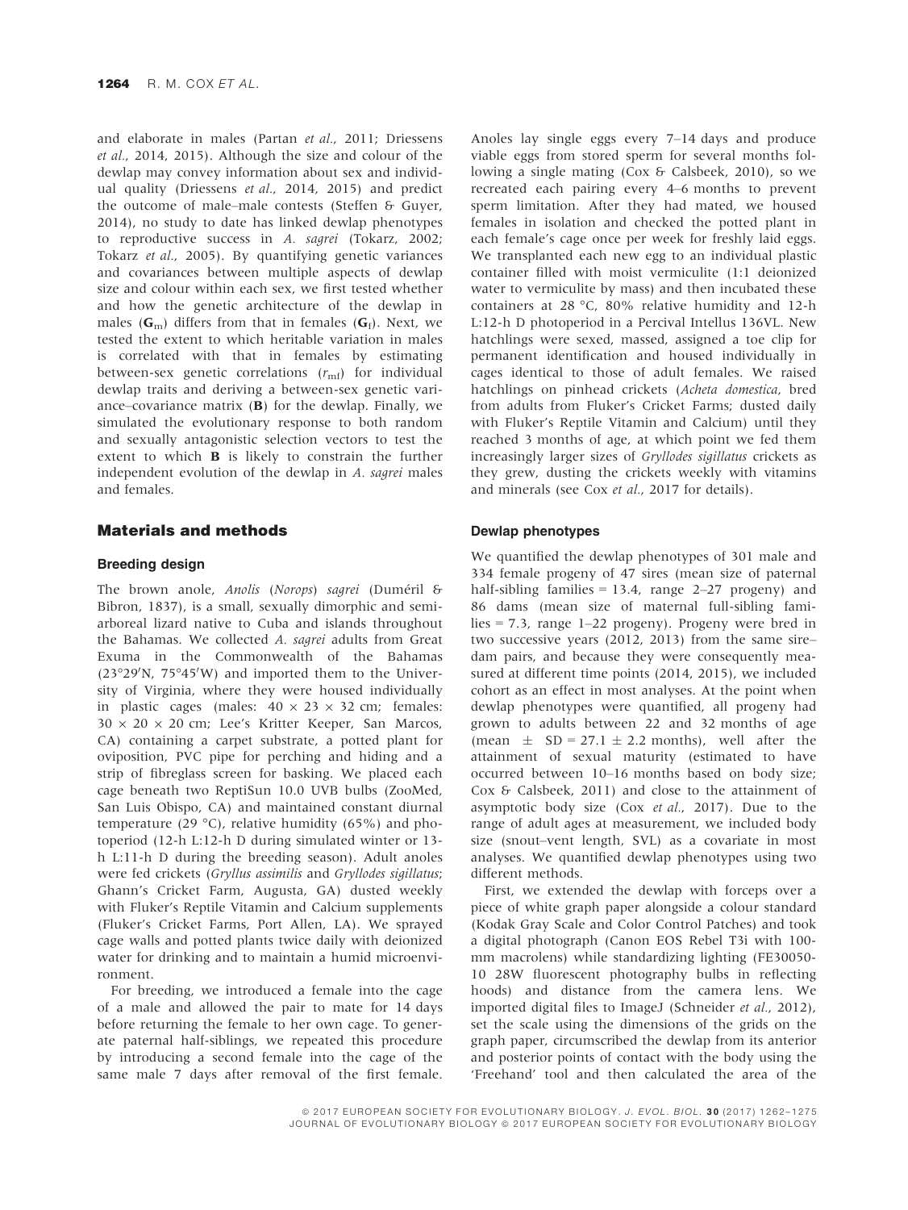and elaborate in males (Partan *et al.*, 2011; Driessens *et al.*, 2014, 2015). Although the size and colour of the dewlap may convey information about sex and individual quality (Driessens *et al.*, 2014, 2015) and predict the outcome of male–male contests (Steffen & Guyer, 2014), no study to date has linked dewlap phenotypes to reproductive success in *A. sagrei* (Tokarz, 2002; Tokarz *et al.*, 2005). By quantifying genetic variances and covariances between multiple aspects of dewlap size and colour within each sex, we first tested whether and how the genetic architecture of the dewlap in males ($\mathbf{G}_m$) differs from that in females ($\mathbf{G}_f$). Next, we tested the extent to which heritable variation in males is correlated with that in females by estimating between-sex genetic correlations ($r_{mf}$) for individual dewlap traits and deriving a between-sex genetic variance–covariance matrix (**B**) for the dewlap. Finally, we simulated the evolutionary response to both random and sexually antagonistic selection vectors to test the extent to which **B** is likely to constrain the further independent evolution of the dewlap in *A. sagrei* males and females.

## Materials and methods

### Breeding design

The brown anole, *Anolis* (*Norops*) *sagrei* (Duméril & Bibron, 1837), is a small, sexually dimorphic and semi-arboreal lizard native to Cuba and islands throughout the Bahamas. We collected *A. sagrei* adults from Great Exuma in the Commonwealth of the Bahamas (23°29′N, 75°45′W) and imported them to the University of Virginia, where they were housed individually in plastic cages (males: 40 × 23 × 32 cm; females: 30 × 20 × 20 cm; Lee's Kritter Keeper, San Marcos, CA) containing a carpet substrate, a potted plant for oviposition, PVC pipe for perching and hiding and a strip of fibreglass screen for basking. We placed each cage beneath two ReptiSun 10.0 UVB bulbs (ZooMed, San Luis Obispo, CA) and maintained constant diurnal temperature (29 °C), relative humidity (65%) and photoperiod (12-h L:12-h D during simulated winter or 13-h L:11-h D during the breeding season). Adult anoles were fed crickets (*Gryllus assimilis* and *Gryllodes sigillatus*; Ghann's Cricket Farm, Augusta, GA) dusted weekly with Fluker's Reptile Vitamin and Calcium supplements (Fluker's Cricket Farms, Port Allen, LA). We sprayed cage walls and potted plants twice daily with deionized water for drinking and to maintain a humid microenvironment.

For breeding, we introduced a female into the cage of a male and allowed the pair to mate for 14 days before returning the female to her own cage. To generate paternal half-siblings, we repeated this procedure by introducing a second female into the cage of the same male 7 days after removal of the first female. Anoles lay single eggs every 7–14 days and produce viable eggs from stored sperm for several months following a single mating (Cox & Calsbeek, 2010), so we recreated each pairing every 4–6 months to prevent sperm limitation. After they had mated, we housed females in isolation and checked the potted plant in each female's cage once per week for freshly laid eggs. We transplanted each new egg to an individual plastic container filled with moist vermiculite (1:1 deionized water to vermiculite by mass) and then incubated these containers at 28 °C, 80% relative humidity and 12-h L:12-h D photoperiod in a Percival Intellus 136VL. New hatchlings were sexed, massed, assigned a toe clip for permanent identification and housed individually in cages identical to those of adult females. We raised hatchlings on pinhead crickets (*Acheta domestica*, bred from adults from Fluker's Cricket Farms; dusted daily with Fluker's Reptile Vitamin and Calcium) until they reached 3 months of age, at which point we fed them increasingly larger sizes of *Gryllodes sigillatus* crickets as they grew, dusting the crickets weekly with vitamins and minerals (see Cox *et al.*, 2017 for details).

### Dewlap phenotypes

We quantified the dewlap phenotypes of 301 male and 334 female progeny of 47 sires (mean size of paternal half-sibling families = 13.4, range 2–27 progeny) and 86 dams (mean size of maternal full-sibling families = 7.3, range 1–22 progeny). Progeny were bred in two successive years (2012, 2013) from the same sire–dam pairs, and because they were consequently measured at different time points (2014, 2015), we included cohort as an effect in most analyses. At the point when dewlap phenotypes were quantified, all progeny had grown to adults between 22 and 32 months of age (mean ± SD = 27.1 ± 2.2 months), well after the attainment of sexual maturity (estimated to have occurred between 10–16 months based on body size; Cox & Calsbeek, 2011) and close to the attainment of asymptotic body size (Cox *et al.*, 2017). Due to the range of adult ages at measurement, we included body size (snout–vent length, SVL) as a covariate in most analyses. We quantified dewlap phenotypes using two different methods.

First, we extended the dewlap with forceps over a piece of white graph paper alongside a colour standard (Kodak Gray Scale and Color Control Patches) and took a digital photograph (Canon EOS Rebel T3i with 100-mm macrolens) while standardizing lighting (FE30050-10 28W fluorescent photography bulbs in reflecting hoods) and distance from the camera lens. We imported digital files to ImageJ (Schneider *et al.*, 2012), set the scale using the dimensions of the grids on the graph paper, circumscribed the dewlap from its anterior and posterior points of contact with the body using the 'Freehand' tool and then calculated the area of the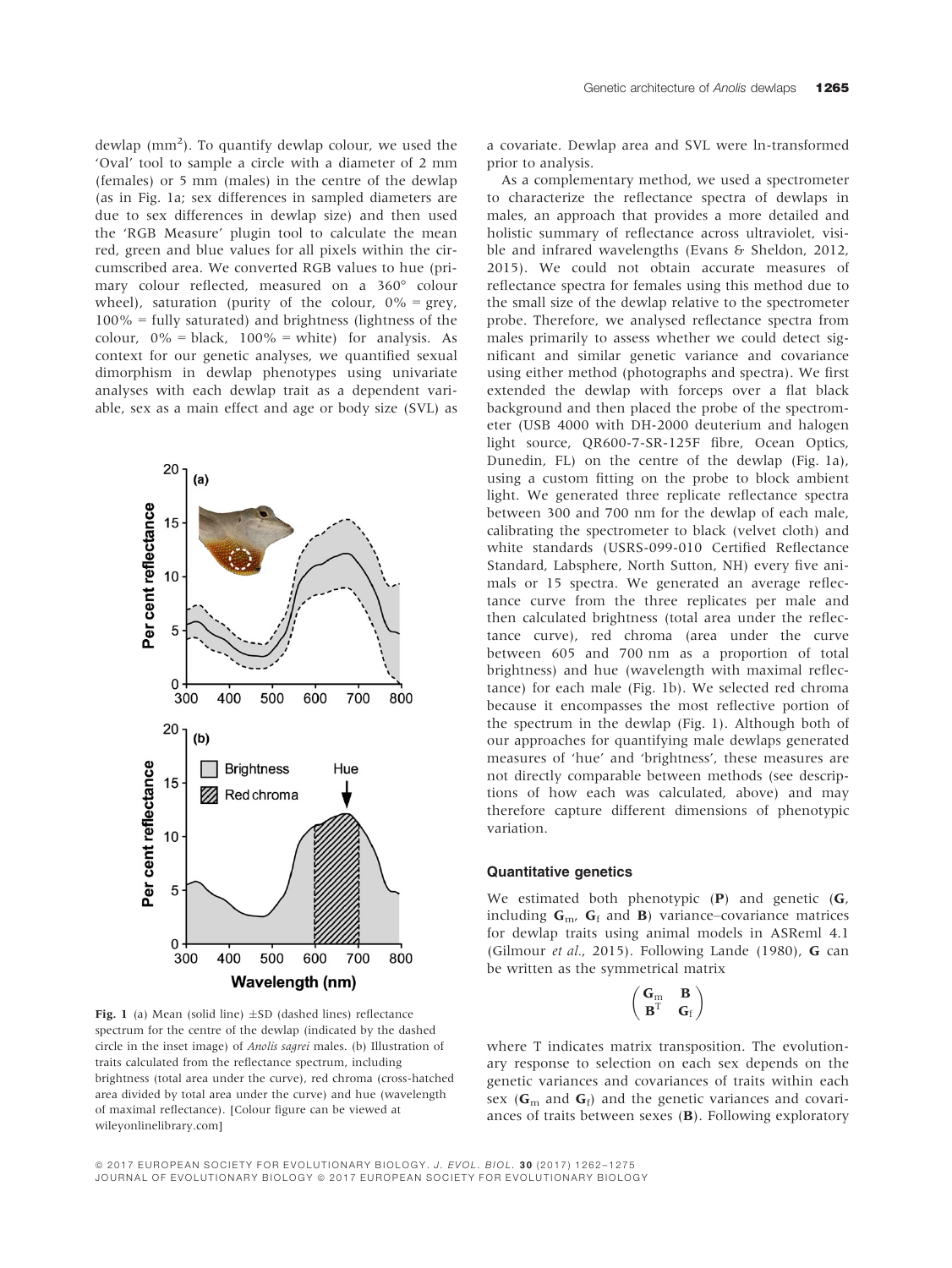dewlap ($mm^2$). To quantify dewlap colour, we used the 'Oval' tool to sample a circle with a diameter of 2 mm (females) or 5 mm (males) in the centre of the dewlap (as in Fig. 1a; sex differences in sampled diameters are due to sex differences in dewlap size) and then used the 'RGB Measure' plugin tool to calculate the mean red, green and blue values for all pixels within the circumscribed area. We converted RGB values to hue (primary colour reflected, measured on a 360° colour wheel), saturation (purity of the colour, 0% = grey, 100% = fully saturated) and brightness (lightness of the colour, 0% = black, 100% = white) for analysis. As context for our genetic analyses, we quantified sexual dimorphism in dewlap phenotypes using univariate analyses with each dewlap trait as a dependent variable, sex as a main effect and age or body size (SVL) as a covariate. Dewlap area and SVL were ln-transformed prior to analysis.

As a complementary method, we used a spectrometer to characterize the reflectance spectra of dewlaps in males, an approach that provides a more detailed and holistic summary of reflectance across ultraviolet, visible and infrared wavelengths (Evans & Sheldon, 2012, 2015). We could not obtain accurate measures of reflectance spectra for females using this method due to the small size of the dewlap relative to the spectrometer probe. Therefore, we analysed reflectance spectra from males primarily to assess whether we could detect significant and similar genetic variance and covariance using either method (photographs and spectra). We first extended the dewlap with forceps over a flat black background and then placed the probe of the spectrometer (USB 4000 with DH-2000 deuterium and halogen light source, QR600-7-SR-125F fibre, Ocean Optics, Dunedin, FL) on the centre of the dewlap (Fig. 1a), using a custom fitting on the probe to block ambient light. We generated three replicate reflectance spectra between 300 and 700 nm for the dewlap of each male, calibrating the spectrometer to black (velvet cloth) and white standards (USRS-099-010 Certified Reflectance Standard, Labsphere, North Sutton, NH) every five animals or 15 spectra. We generated an average reflectance curve from the three replicates per male and then calculated brightness (total area under the reflectance curve), red chroma (area under the curve between 605 and 700 nm as a proportion of total brightness) and hue (wavelength with maximal reflectance) for each male (Fig. 1b). We selected red chroma because it encompasses the most reflective portion of the spectrum in the dewlap (Fig. 1). Although both of our approaches for quantifying male dewlaps generated measures of 'hue' and 'brightness', these measures are not directly comparable between methods (see descriptions of how each was calculated, above) and may therefore capture different dimensions of phenotypic variation.

**Fig. 1** (a) Mean (solid line) ±SD (dashed lines) reflectance spectrum for the centre of the dewlap (indicated by the dashed circle in the inset image) of *Anolis sagrei* males. (b) Illustration of traits calculated from the reflectance spectrum, including brightness (total area under the curve), red chroma (cross-hatched area divided by total area under the curve) and hue (wavelength of maximal reflectance). [Colour figure can be viewed at wileyonlinelibrary.com]

### Quantitative genetics

We estimated both phenotypic (**P**) and genetic (**G**, including $\mathbf{G}_m$, $\mathbf{G}_f$ and **B**) variance–covariance matrices for dewlap traits using animal models in ASReml 4.1 (Gilmour *et al.*, 2015). Following Lande (1980), **G** can be written as the symmetrical matrix

$$\begin{pmatrix} \mathbf{G}_m & \mathbf{B} \\ \mathbf{B}^T & \mathbf{G}_f \end{pmatrix}$$

where T indicates matrix transposition. The evolutionary response to selection on each sex depends on the genetic variances and covariances of traits within each sex ($\mathbf{G}_m$ and $\mathbf{G}_f$) and the genetic variances and covariances of traits between sexes (**B**). Following exploratory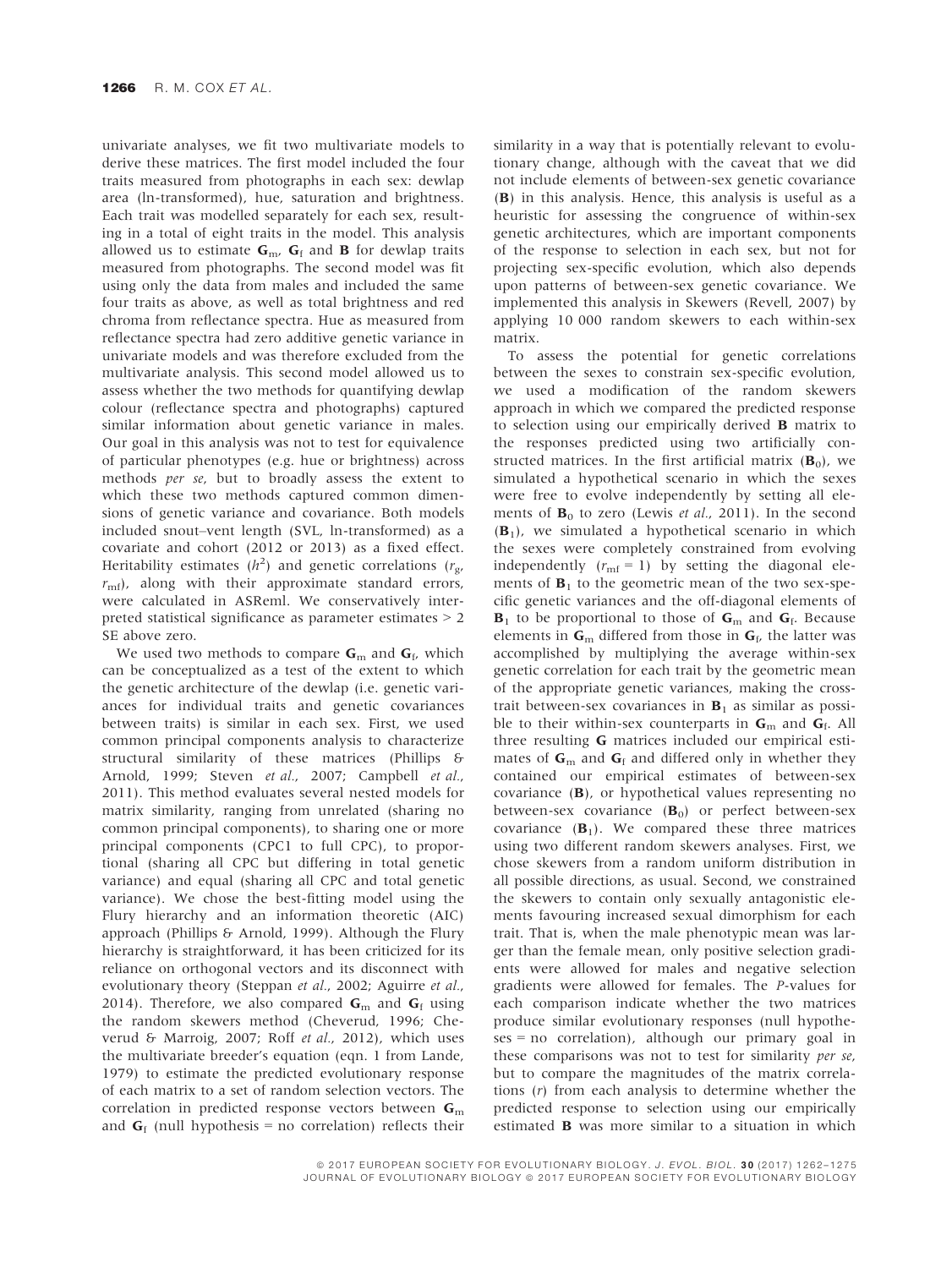univariate analyses, we fit two multivariate models to derive these matrices. The first model included the four traits measured from photographs in each sex: dewlap area (ln-transformed), hue, saturation and brightness. Each trait was modelled separately for each sex, resulting in a total of eight traits in the model. This analysis allowed us to estimate $\mathbf{G}_{\mathrm{m}}$, $\mathbf{G}_{\mathrm{f}}$ and $\mathbf{B}$ for dewlap traits measured from photographs. The second model was fit using only the data from males and included the same four traits as above, as well as total brightness and red chroma from reflectance spectra. Hue as measured from reflectance spectra had zero additive genetic variance in univariate models and was therefore excluded from the multivariate analysis. This second model allowed us to assess whether the two methods for quantifying dewlap colour (reflectance spectra and photographs) captured similar information about genetic variance in males. Our goal in this analysis was not to test for equivalence of particular phenotypes (e.g. hue or brightness) across methods *per se*, but to broadly assess the extent to which these two methods captured common dimensions of genetic variance and covariance. Both models included snout–vent length (SVL, ln-transformed) as a covariate and cohort (2012 or 2013) as a fixed effect. Heritability estimates ($h^2$) and genetic correlations ($r_g$, $r_{\mathrm{mf}}$), along with their approximate standard errors, were calculated in ASReml. We conservatively interpreted statistical significance as parameter estimates > 2 SE above zero.

We used two methods to compare $\mathbf{G}_{\mathrm{m}}$ and $\mathbf{G}_{\mathrm{f}}$, which can be conceptualized as a test of the extent to which the genetic architecture of the dewlap (i.e. genetic variances for individual traits and genetic covariances between traits) is similar in each sex. First, we used common principal components analysis to characterize structural similarity of these matrices (Phillips & Arnold, 1999; Steven *et al.*, 2007; Campbell *et al.*, 2011). This method evaluates several nested models for matrix similarity, ranging from unrelated (sharing no common principal components), to sharing one or more principal components (CPC1 to full CPC), to proportional (sharing all CPC but differing in total genetic variance) and equal (sharing all CPC and total genetic variance). We chose the best-fitting model using the Flury hierarchy and an information theoretic (AIC) approach (Phillips & Arnold, 1999). Although the Flury hierarchy is straightforward, it has been criticized for its reliance on orthogonal vectors and its disconnect with evolutionary theory (Steppan *et al.*, 2002; Aguirre *et al.*, 2014). Therefore, we also compared $\mathbf{G}_{\mathrm{m}}$ and $\mathbf{G}_{\mathrm{f}}$ using the random skewers method (Cheverud, 1996; Cheverud & Marroig, 2007; Roff *et al.*, 2012), which uses the multivariate breeder's equation (eqn. 1 from Lande, 1979) to estimate the predicted evolutionary response of each matrix to a set of random selection vectors. The correlation in predicted response vectors between $\mathbf{G}_{\mathrm{m}}$ and $\mathbf{G}_{\mathrm{f}}$ (null hypothesis = no correlation) reflects their similarity in a way that is potentially relevant to evolutionary change, although with the caveat that we did not include elements of between-sex genetic covariance ($\mathbf{B}$) in this analysis. Hence, this analysis is useful as a heuristic for assessing the congruence of within-sex genetic architectures, which are important components of the response to selection in each sex, but not for projecting sex-specific evolution, which also depends upon patterns of between-sex genetic covariance. We implemented this analysis in Skewers (Revell, 2007) by applying 10 000 random skewers to each within-sex matrix.

To assess the potential for genetic correlations between the sexes to constrain sex-specific evolution, we used a modification of the random skewers approach in which we compared the predicted response to selection using our empirically derived $\mathbf{B}$ matrix to the responses predicted using two artificially constructed matrices. In the first artificial matrix ($\mathbf{B}_0$), we simulated a hypothetical scenario in which the sexes were free to evolve independently by setting all elements of $\mathbf{B}_0$ to zero (Lewis *et al.*, 2011). In the second ($\mathbf{B}_1$), we simulated a hypothetical scenario in which the sexes were completely constrained from evolving independently ($r_{\mathrm{mf}} = 1$) by setting the diagonal elements of $\mathbf{B}_1$ to the geometric mean of the two sex-specific genetic variances and the off-diagonal elements of $\mathbf{B}_1$ to be proportional to those of $\mathbf{G}_{\mathrm{m}}$ and $\mathbf{G}_{\mathrm{f}}$. Because elements in $\mathbf{G}_{\mathrm{m}}$ differed from those in $\mathbf{G}_{\mathrm{f}}$, the latter was accomplished by multiplying the average within-sex genetic correlation for each trait by the geometric mean of the appropriate genetic variances, making the cross-trait between-sex covariances in $\mathbf{B}_1$ as similar as possible to their within-sex counterparts in $\mathbf{G}_{\mathrm{m}}$ and $\mathbf{G}_{\mathrm{f}}$. All three resulting $\mathbf{G}$ matrices included our empirical estimates of $\mathbf{G}_{\mathrm{m}}$ and $\mathbf{G}_{\mathrm{f}}$ and differed only in whether they contained our empirical estimates of between-sex covariance ($\mathbf{B}$), or hypothetical values representing no between-sex covariance ($\mathbf{B}_0$) or perfect between-sex covariance ($\mathbf{B}_1$). We compared these three matrices using two different random skewers analyses. First, we chose skewers from a random uniform distribution in all possible directions, as usual. Second, we constrained the skewers to contain only sexually antagonistic elements favouring increased sexual dimorphism for each trait. That is, when the male phenotypic mean was larger than the female mean, only positive selection gradients were allowed for males and negative selection gradients were allowed for females. The *P*-values for each comparison indicate whether the two matrices produce similar evolutionary responses (null hypotheses = no correlation), although our primary goal in these comparisons was not to test for similarity *per se*, but to compare the magnitudes of the matrix correlations ($r$) from each analysis to determine whether the predicted response to selection using our empirically estimated $\mathbf{B}$ was more similar to a situation in which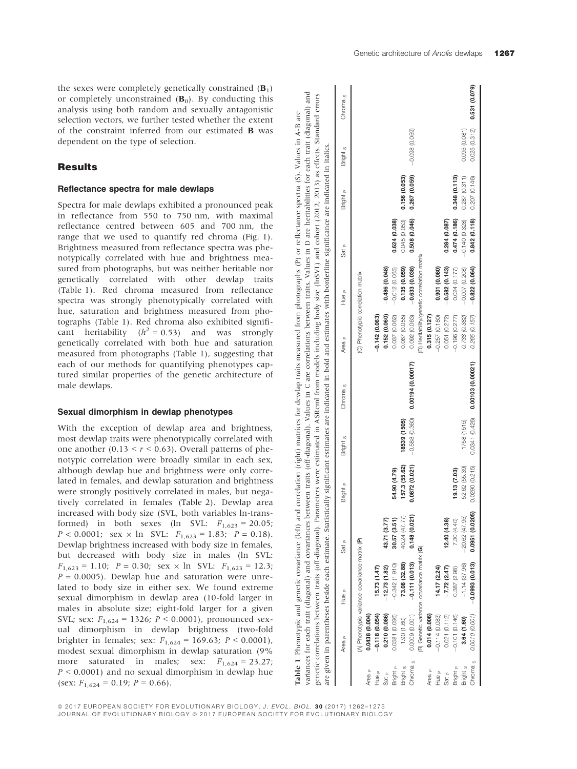the sexes were completely genetically constrained ($\mathbf{B}_1$) or completely unconstrained ($\mathbf{B}_0$). By conducting this analysis using both random and sexually antagonistic selection vectors, we further tested whether the extent of the constraint inferred from our estimated $\mathbf{B}$ was dependent on the type of selection.

## Results

### Reflectance spectra for male dewlaps

Spectra for male dewlaps exhibited a pronounced peak in reflectance from 550 to 750 nm, with maximal reflectance centred between 605 and 700 nm, the range that we used to quantify red chroma (Fig. 1). Brightness measured from reflectance spectra was phenotypically correlated with hue and brightness measured from photographs, but was neither heritable nor genetically correlated with other dewlap traits (Table 1). Red chroma measured from reflectance spectra was strongly phenotypically correlated with hue, saturation and brightness measured from photographs (Table 1). Red chroma also exhibited significant heritability ($h^2 = 0.53$) and was strongly genetically correlated with both hue and saturation measured from photographs (Table 1), suggesting that each of our methods for quantifying phenotypes captured similar properties of the genetic architecture of male dewlaps.

### Sexual dimorphism in dewlap phenotypes

With the exception of dewlap area and brightness, most dewlap traits were phenotypically correlated with one another ($0.13 < r < 0.63$). Overall patterns of phenotypic correlation were broadly similar in each sex, although dewlap hue and brightness were only correlated in females, and dewlap saturation and brightness were strongly positively correlated in males, but negatively correlated in females (Table 2). Dewlap area increased with body size (SVL, both variables ln-transformed) in both sexes (ln SVL: $F_{1,623} = 20.05$; $P < 0.0001$; sex × ln SVL: $F_{1,623} = 1.83$; $P = 0.18$). Dewlap brightness increased with body size in females, but decreased with body size in males (ln SVL: $F_{1,623} = 1.10$; $P = 0.30$; sex × ln SVL: $F_{1,623} = 12.3$; $P = 0.0005$). Dewlap hue and saturation were unrelated to body size in either sex. We found extreme sexual dimorphism in dewlap area (10-fold larger in males in absolute size; eight-fold larger for a given SVL; sex: $F_{1,624} = 1326$; $P < 0.0001$), pronounced sexual dimorphism in dewlap brightness (two-fold brighter in females; sex: $F_{1,624} = 169.63$; $P < 0.0001$), modest sexual dimorphism in dewlap saturation (9% more saturated in males; sex: $F_{1,624} = 23.27$; $P < 0.0001$) and no sexual dimorphism in dewlap hue (sex: $F_{1,624} = 0.19$; $P = 0.66$).

**Table 1** Phenotypic and genetic covariance (left) and correlation (right) matrices for dewlap traits measured from photographs (P) or reflectance spectra (S). Values in A-B are variances for each trait (diagonal) and covariances between traits (off-diagonal). Values in C are correlations between traits. Values in D are heritabilities for each trait (diagonal) and genetic correlations between traits (off-diagonal). Parameters were estimated in ASReml from models including body size (lnSVL) and cohort (2012, 2013) as effects. Standard errors are given in parentheses beside each estimate. Statistically significant estimates are indicated in bold and estimates with borderline significance are indicated in italics.

| | Area $_P$ | Hue $_P$ | Sat $_P$ | Bright $_P$ | Bright $_S$ | Chroma $_S$ | Area $_P$ | Hue $_P$ | Sat $_P$ | Bright $_P$ | Bright $_S$ | Chroma $_S$ |
|---|---|---|---|---|---|---|---|---|---|---|---|---|
| | (A) Phenotypic variance–covariance matrix (**P**) | | | | | | (C) Phenotypic correlation matrix | | | | | |
| Area $_P$ | **0.0438 (0.004)** | | | | | | | | | | | |
| Hue $_P$ | **−0.118 (0.054)** | **15.73 (1.47)** | | | | | **−0.142 (0.063)** | | | | | |
| Sat $_P$ | **0.210 (0.086)** | **−12.73 (1.82)** | **43.71 (3.77)** | | | | **0.152 (0.060)** | **−0.486 (0.048)** | | | | |
| Bright $_P$ | 0.0581 (0.096) | −0.342 (1.910) | **30.57 (3.51)** | **54.90 (4.79)** | | | 0.037 (0.062) | −0.012 (0.065) | **0.624 (0.038)** | | | |
| Bright $_S$ | 1.90 (1.60) | **73.08 (32.88)** | 40.24 (47.77) | **157.3 (55.62)** | **18539 (1505)** | | 0.067 (0.055) | **0.135 (0.059)** | 0.045 (0.053) | **0.156 (0.053)** | | |
| Chroma $_S$ | 0.0009 (0.001) | **−0.111 (0.013)** | **0.148 (0.021)** | **0.0872 (0.021)** | −0.588 (0.360) | **0.00194 (0.00017)** | 0.092 (0.063) | **−0.633 (0.038)** | **0.508 (0.046)** | **0.267 (0.059)** | −0.098 (0.059) | |
| | (B) Genetic variance–covariance matrix (**G**) | | | | | | (D) Heritability/genetic correlation matrix | | | | | |
| Area $_P$ | **0.014 (0.006)** | | | | | | **0.315 (0.127)** | | | | | |
| Hue $_P$ | −0.114 (0.083) | **14.17 (2.24)** | | | | | −0.257 (0.180) | **0.901 (0.080)** | | | | |
| Sat $_P$ | 0.021 (0.112) | **−7.72 (2.47)** | **12.40 (4.38)** | | | | 0.051 (0.272) | **−0.582 (0.143)** | **0.284 (0.087)** | | | |
| Bright $_P$ | −0.101 (0.146) | 0.387 (2.98) | 7.30 (4.40) | **19.13 (7.03)** | | | −0.196 (0.277) | 0.024 (0.177) | **0.474 (0.186)** | **0.348 (0.113)** | | |
| Bright $_S$ | **3.64 (1.60)** | −1.14 (37.96) | −20.62 (47.95) | 52.62 (55.39) | 1758 (1515) | | *0.738 (0.382)* | −0.007 (0.208) | −0.140 (0.328) | 0.287 (0.311) | 0.095 (0.081) | |
| Chroma $_S$ | *0.0010 (0.001)* | **−0.0993 (0.013)** | **0.0951 (0.0205)** | 0.0290 (0.215) | 0.0341 (0.426) | **0.00103 (0.00021)** | 0.265 (0.157) | **−0.822 (0.064)** | **0.842 (0.118)** | 0.207 (0.146) | 0.025 (0.312) | **0.531 (0.079)** |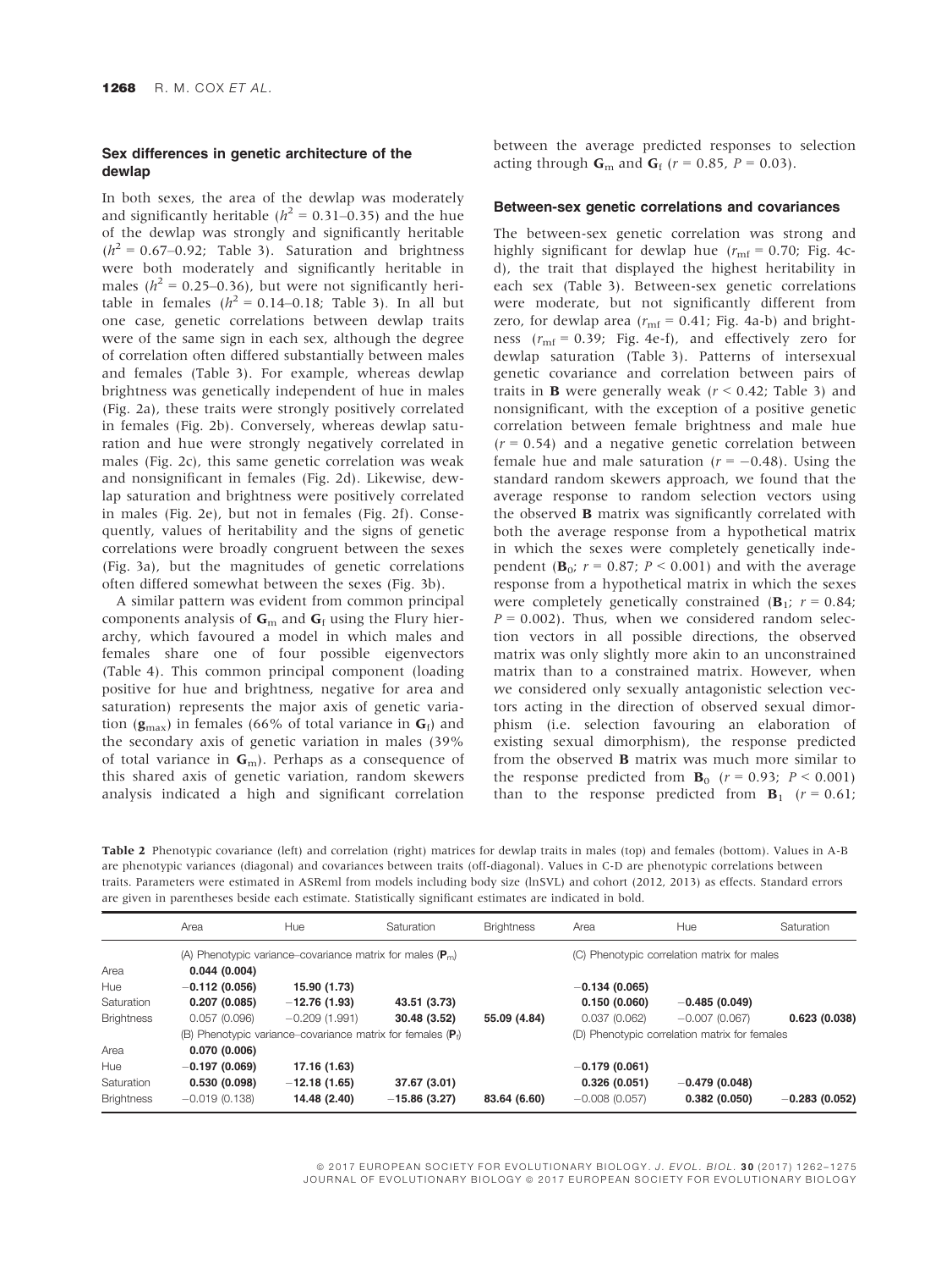### Sex differences in genetic architecture of the dewlap

In both sexes, the area of the dewlap was moderately and significantly heritable ($h^2$ = 0.31–0.35) and the hue of the dewlap was strongly and significantly heritable ($h^2$ = 0.67–0.92; Table 3). Saturation and brightness were both moderately and significantly heritable in males ($h^2$ = 0.25–0.36), but were not significantly heritable in females ($h^2$ = 0.14–0.18; Table 3). In all but one case, genetic correlations between dewlap traits were of the same sign in each sex, although the degree of correlation often differed substantially between males and females (Table 3). For example, whereas dewlap brightness was genetically independent of hue in males (Fig. 2a), these traits were strongly positively correlated in females (Fig. 2b). Conversely, whereas dewlap saturation and hue were strongly negatively correlated in males (Fig. 2c), this same genetic correlation was weak and nonsignificant in females (Fig. 2d). Likewise, dewlap saturation and brightness were positively correlated in males (Fig. 2e), but not in females (Fig. 2f). Consequently, values of heritability and the signs of genetic correlations were broadly congruent between the sexes (Fig. 3a), but the magnitudes of genetic correlations often differed somewhat between the sexes (Fig. 3b).

A similar pattern was evident from common principal components analysis of $\mathbf{G}_m$ and $\mathbf{G}_f$ using the Flury hierarchy, which favoured a model in which males and females share one of four possible eigenvectors (Table 4). This common principal component (loading positive for hue and brightness, negative for area and saturation) represents the major axis of genetic variation ($\mathbf{g}_{max}$) in females (66% of total variance in $\mathbf{G}_f$) and the secondary axis of genetic variation in males (39% of total variance in $\mathbf{G}_m$). Perhaps as a consequence of this shared axis of genetic variation, random skewers analysis indicated a high and significant correlation between the average predicted responses to selection acting through $\mathbf{G}_m$ and $\mathbf{G}_f$ ($r$ = 0.85, $P$ = 0.03).

### Between-sex genetic correlations and covariances

The between-sex genetic correlation was strong and highly significant for dewlap hue ($r_{mf}$ = 0.70; Fig. 4c-d), the trait that displayed the highest heritability in each sex (Table 3). Between-sex genetic correlations were moderate, but not significantly different from zero, for dewlap area ($r_{mf}$ = 0.41; Fig. 4a-b) and brightness ($r_{mf}$ = 0.39; Fig. 4e-f), and effectively zero for dewlap saturation (Table 3). Patterns of intersexual genetic covariance and correlation between pairs of traits in **B** were generally weak ($r$ < 0.42; Table 3) and nonsignificant, with the exception of a positive genetic correlation between female brightness and male hue ($r$ = 0.54) and a negative genetic correlation between female hue and male saturation ($r$ = −0.48). Using the standard random skewers approach, we found that the average response to random selection vectors using the observed **B** matrix was significantly correlated with both the average response from a hypothetical matrix in which the sexes were completely genetically independent ($\mathbf{B}_0$; $r$ = 0.87; $P$ < 0.001) and with the average response from a hypothetical matrix in which the sexes were completely genetically constrained ($\mathbf{B}_1$; $r$ = 0.84; $P$ = 0.002). Thus, when we considered random selection vectors in all possible directions, the observed matrix was only slightly more akin to an unconstrained matrix than to a constrained matrix. However, when we considered only sexually antagonistic selection vectors acting in the direction of observed sexual dimorphism (i.e. selection favouring an elaboration of existing sexual dimorphism), the response predicted from the observed **B** matrix was much more similar to the response predicted from $\mathbf{B}_0$ ($r$ = 0.93; $P$ < 0.001) than to the response predicted from $\mathbf{B}_1$ ($r$ = 0.61;

**Table 2** Phenotypic covariance (left) and correlation (right) matrices for dewlap traits in males (top) and females (bottom). Values in A-B are phenotypic variances (diagonal) and covariances between traits (off-diagonal). Values in C-D are phenotypic correlations between traits. Parameters were estimated in ASReml from models including body size (lnSVL) and cohort (2012, 2013) as effects. Standard errors are given in parentheses beside each estimate. Statistically significant estimates are indicated in bold.

| | Area | Hue | Saturation | Brightness | Area | Hue | Saturation |
|---|---|---|---|---|---|---|---|
| | (A) Phenotypic variance–covariance matrix for males ($\mathbf{P}_m$) | | | | (C) Phenotypic correlation matrix for males | | |
| Area | **0.044 (0.004)** | | | | | | |
| Hue | **−0.112 (0.056)** | **15.90 (1.73)** | | | **−0.134 (0.065)** | | |
| Saturation | **0.207 (0.085)** | **−12.76 (1.93)** | **43.51 (3.73)** | | **0.150 (0.060)** | **−0.485 (0.049)** | |
| Brightness | 0.057 (0.096) | −0.209 (1.991) | **30.48 (3.52)** | **55.09 (4.84)** | 0.037 (0.062) | −0.007 (0.067) | **0.623 (0.038)** |
| | (B) Phenotypic variance–covariance matrix for females ($\mathbf{P}_f$) | | | | (D) Phenotypic correlation matrix for females | | |
| Area | **0.070 (0.006)** | | | | | | |
| Hue | **−0.197 (0.069)** | **17.16 (1.63)** | | | **−0.179 (0.061)** | | |
| Saturation | **0.530 (0.098)** | **−12.18 (1.65)** | **37.67 (3.01)** | | **0.326 (0.051)** | **−0.479 (0.048)** | |
| Brightness | −0.019 (0.138) | **14.48 (2.40)** | **−15.86 (3.27)** | **83.64 (6.60)** | −0.008 (0.057) | **0.382 (0.050)** | **−0.283 (0.052)** |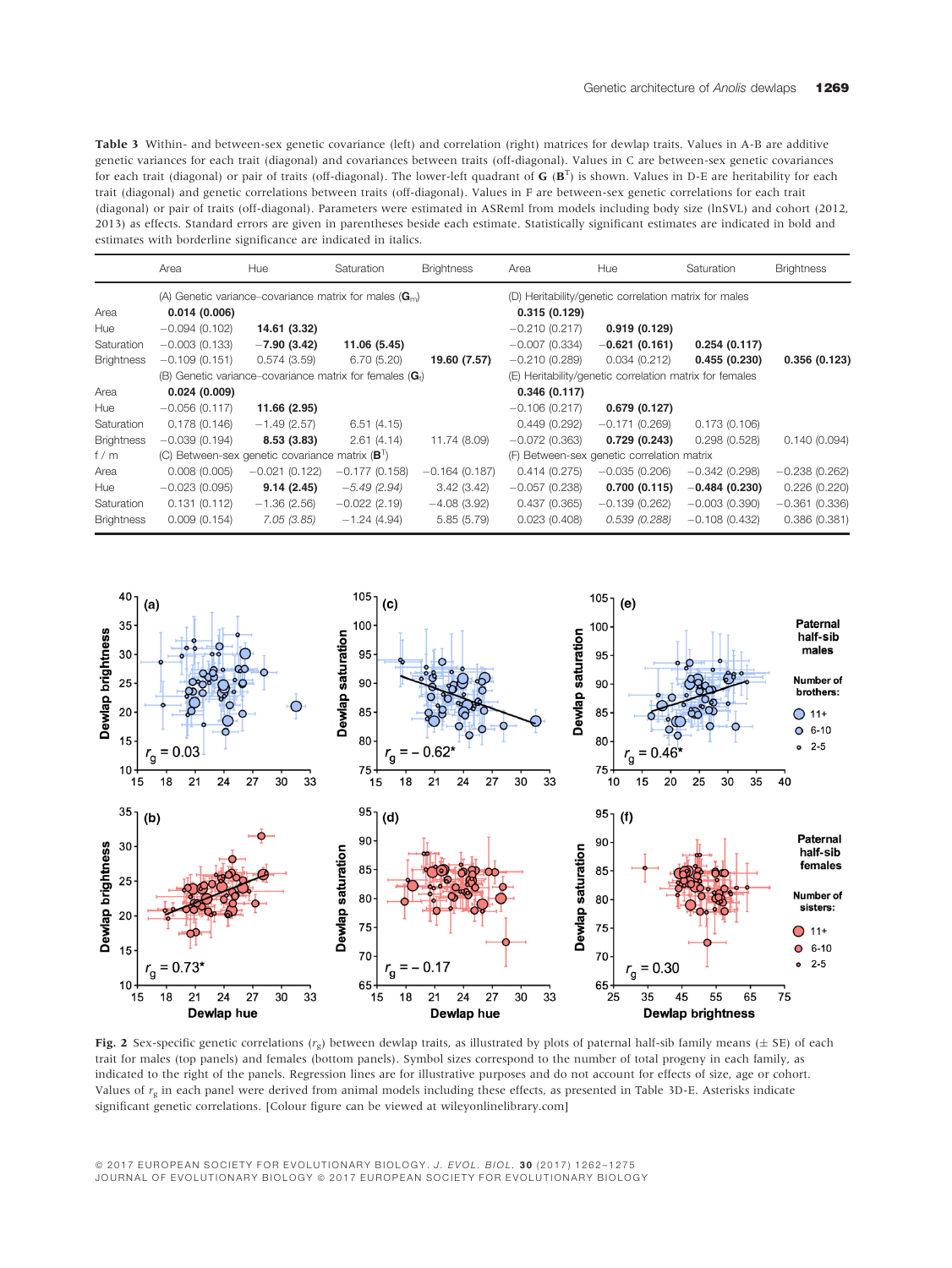**Table 3** Within- and between-sex genetic covariance (left) and correlation (right) matrices for dewlap traits. Values in A-B are additive genetic variances for each trait (diagonal) and covariances between traits (off-diagonal). Values in C are between-sex genetic covariances for each trait (diagonal) or pair of traits (off-diagonal). The lower-left quadrant of **G** ($\mathbf{B}^T$) is shown. Values in D-E are heritability for each trait (diagonal) and genetic correlations between traits (off-diagonal). Values in F are between-sex genetic correlations for each trait (diagonal) or pair of traits (off-diagonal). Parameters were estimated in ASReml from models including body size (lnSVL) and cohort (2012, 2013) as effects. Standard errors are given in parentheses beside each estimate. Statistically significant estimates are indicated in bold and estimates with borderline significance are indicated in italics.

| | Area | Hue | Saturation | Brightness | Area | Hue | Saturation | Brightness |
|---|---|---|---|---|---|---|---|---|
| | (A) Genetic variance–covariance matrix for males ($\mathbf{G}_m$) | | | | (D) Heritability/genetic correlation matrix for males | | | |
| Area | **0.014 (0.006)** | | | | **0.315 (0.129)** | | | |
| Hue | −0.094 (0.102) | **14.61 (3.32)** | | | −0.210 (0.217) | **0.919 (0.129)** | | |
| Saturation | −0.003 (0.133) | **−7.90 (3.42)** | **11.06 (5.45)** | | −0.007 (0.334) | **−0.621 (0.161)** | **0.254 (0.117)** | |
| Brightness | −0.109 (0.151) | 0.574 (3.59) | 6.70 (5.20) | **19.60 (7.57)** | −0.210 (0.289) | 0.034 (0.212) | **0.455 (0.230)** | **0.356 (0.123)** |
| | (B) Genetic variance–covariance matrix for females ($\mathbf{G}_f$) | | | | (E) Heritability/genetic correlation matrix for females | | | |
| Area | **0.024 (0.009)** | | | | **0.346 (0.117)** | | | |
| Hue | −0.056 (0.117) | **11.66 (2.95)** | | | −0.106 (0.217) | **0.679 (0.127)** | | |
| Saturation | 0.178 (0.146) | −1.49 (2.57) | 6.51 (4.15) | | 0.449 (0.292) | −0.171 (0.269) | 0.173 (0.106) | |
| Brightness | −0.039 (0.194) | **8.53 (3.83)** | 2.61 (4.14) | 11.74 (8.09) | −0.072 (0.363) | **0.729 (0.243)** | 0.298 (0.528) | 0.140 (0.094) |
| f / m | (C) Between-sex genetic covariance matrix ($\mathbf{B}^T$) | | | | (F) Between-sex genetic correlation matrix | | | |
| Area | 0.008 (0.005) | −0.021 (0.122) | −0.177 (0.158) | −0.164 (0.187) | 0.414 (0.275) | −0.035 (0.206) | −0.342 (0.298) | −0.238 (0.262) |
| Hue | −0.023 (0.095) | **9.14 (2.45)** | *−5.49 (2.94)* | 3.42 (3.42) | −0.057 (0.238) | **0.700 (0.115)** | **−0.484 (0.230)** | 0.226 (0.220) |
| Saturation | 0.131 (0.112) | −1.36 (2.56) | −0.022 (2.19) | −4.08 (3.92) | 0.437 (0.365) | −0.139 (0.262) | −0.003 (0.390) | −0.361 (0.336) |
| Brightness | 0.009 (0.154) | *7.05 (3.85)* | −1.24 (4.94) | 5.85 (5.79) | 0.023 (0.408) | *0.539 (0.288)* | −0.108 (0.432) | 0.386 (0.381) |

**Fig. 2** Sex-specific genetic correlations ($r_g$) between dewlap traits, as illustrated by plots of paternal half-sib family means (± SE) of each trait for males (top panels) and females (bottom panels). Symbol sizes correspond to the number of total progeny in each family, as indicated to the right of the panels. Regression lines are for illustrative purposes and do not account for effects of size, age or cohort. Values of $r_g$ in each panel were derived from animal models including these effects, as presented in Table 3D-E. Asterisks indicate significant genetic correlations. [Colour figure can be viewed at wileyonlinelibrary.com]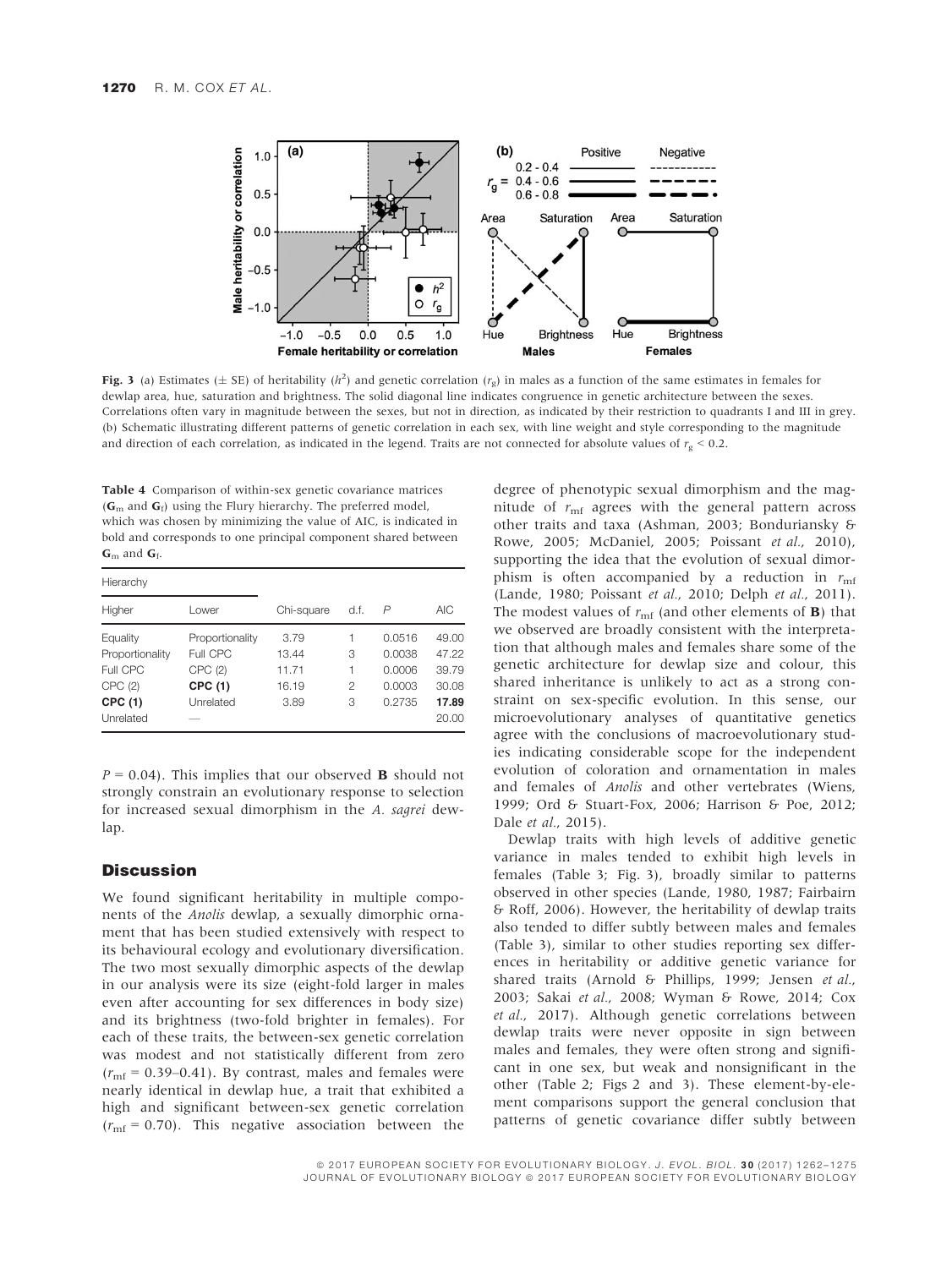**Fig. 3** (a) Estimates (± SE) of heritability ($h^2$) and genetic correlation ($r_g$) in males as a function of the same estimates in females for dewlap area, hue, saturation and brightness. The solid diagonal line indicates congruence in genetic architecture between the sexes. Correlations often vary in magnitude between the sexes, but not in direction, as indicated by their restriction to quadrants I and III in grey. (b) Schematic illustrating different patterns of genetic correlation in each sex, with line weight and style corresponding to the magnitude and direction of each correlation, as indicated in the legend. Traits are not connected for absolute values of $r_g$ < 0.2.

**Table 4** Comparison of within-sex genetic covariance matrices ($\mathbf{G}_m$ and $\mathbf{G}_f$) using the Flury hierarchy. The preferred model, which was chosen by minimizing the value of AIC, is indicated in bold and corresponds to one principal component shared between $\mathbf{G}_m$ and $\mathbf{G}_f$.

| Hierarchy | | | | | |
|---|---|---|---|---|---|
| Higher | Lower | Chi-square | d.f. | *P* | AIC |
| Equality | Proportionality | 3.79 | 1 | 0.0516 | 49.00 |
| Proportionality | Full CPC | 13.44 | 3 | 0.0038 | 47.22 |
| Full CPC | CPC (2) | 11.71 | 1 | 0.0006 | 39.79 |
| CPC (2) | **CPC (1)** | 16.19 | 2 | 0.0003 | 30.08 |
| **CPC (1)** | Unrelated | 3.89 | 3 | 0.2735 | **17.89** |
| Unrelated | — | | | | 20.00 |

$P$ = 0.04). This implies that our observed **B** should not strongly constrain an evolutionary response to selection for increased sexual dimorphism in the *A. sagrei* dewlap.

## Discussion

We found significant heritability in multiple components of the *Anolis* dewlap, a sexually dimorphic ornament that has been studied extensively with respect to its behavioural ecology and evolutionary diversification. The two most sexually dimorphic aspects of the dewlap in our analysis were its size (eight-fold larger in males even after accounting for sex differences in body size) and its brightness (two-fold brighter in females). For each of these traits, the between-sex genetic correlation was modest and not statistically different from zero ($r_{mf}$ = 0.39–0.41). By contrast, males and females were nearly identical in dewlap hue, a trait that exhibited a high and significant between-sex genetic correlation ($r_{mf}$ = 0.70). This negative association between the degree of phenotypic sexual dimorphism and the magnitude of $r_{mf}$ agrees with the general pattern across other traits and taxa (Ashman, 2003; Bonduriansky & Rowe, 2005; McDaniel, 2005; Poissant *et al.*, 2010), supporting the idea that the evolution of sexual dimorphism is often accompanied by a reduction in $r_{mf}$ (Lande, 1980; Poissant *et al.*, 2010; Delph *et al.*, 2011). The modest values of $r_{mf}$ (and other elements of **B**) that we observed are broadly consistent with the interpretation that although males and females share some of the genetic architecture for dewlap size and colour, this shared inheritance is unlikely to act as a strong constraint on sex-specific evolution. In this sense, our microevolutionary analyses of quantitative genetics agree with the conclusions of macroevolutionary studies indicating considerable scope for the independent evolution of coloration and ornamentation in males and females of *Anolis* and other vertebrates (Wiens, 1999; Ord & Stuart-Fox, 2006; Harrison & Poe, 2012; Dale *et al.*, 2015).

Dewlap traits with high levels of additive genetic variance in males tended to exhibit high levels in females (Table 3; Fig. 3), broadly similar to patterns observed in other species (Lande, 1980, 1987; Fairbairn & Roff, 2006). However, the heritability of dewlap traits also tended to differ subtly between males and females (Table 3), similar to other studies reporting sex differences in heritability or additive genetic variance for shared traits (Arnold & Phillips, 1999; Jensen *et al.*, 2003; Sakai *et al.*, 2008; Wyman & Rowe, 2014; Cox *et al.*, 2017). Although genetic correlations between dewlap traits were never opposite in sign between males and females, they were often strong and significant in one sex, but weak and nonsignificant in the other (Table 2; Figs 2 and 3). These element-by-element comparisons support the general conclusion that patterns of genetic covariance differ subtly between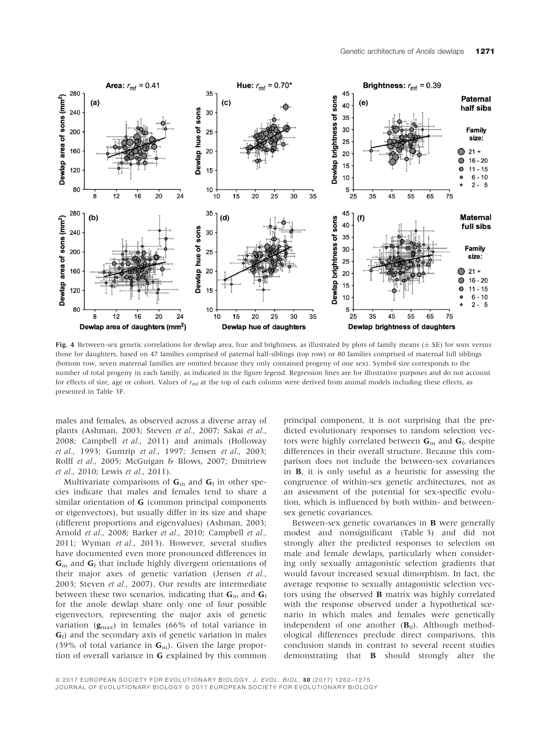**Fig. 4** Between-sex genetic correlations for dewlap area, hue and brightness, as illustrated by plots of family means (± SE) for sons versus those for daughters, based on 47 families comprised of paternal half-siblings (top row) or 80 families comprised of maternal full siblings (bottom row, seven maternal families are omitted because they only contained progeny of one sex). Symbol size corresponds to the number of total progeny in each family, as indicated in the figure legend. Regression lines are for illustrative purposes and do not account for effects of size, age or cohort. Values of $r_{mf}$ at the top of each column were derived from animal models including these effects, as presented in Table 3F.

males and females, as observed across a diverse array of plants (Ashman, 2003; Steven *et al.*, 2007; Sakai *et al.*, 2008; Campbell *et al.*, 2011) and animals (Holloway *et al.*, 1993; Guntrip *et al.*, 1997; Jensen *et al.*, 2003; Rolff *et al.*, 2005; McGuigan & Blows, 2007; Dmitriew *et al.*, 2010; Lewis *et al.*, 2011).

Multivariate comparisons of $\mathbf{G}_m$ and $\mathbf{G}_f$ in other species indicate that males and females tend to share a similar orientation of **G** (common principal components or eigenvectors), but usually differ in its size and shape (different proportions and eigenvalues) (Ashman, 2003; Arnold *et al.*, 2008; Barker *et al.*, 2010; Campbell *et al.*, 2011; Wyman *et al.*, 2013). However, several studies have documented even more pronounced differences in $\mathbf{G}_m$ and $\mathbf{G}_f$ that include highly divergent orientations of their major axes of genetic variation (Jensen *et al.*, 2003; Steven *et al.*, 2007). Our results are intermediate between these two scenarios, indicating that $\mathbf{G}_m$ and $\mathbf{G}_f$ for the anole dewlap share only one of four possible eigenvectors, representing the major axis of genetic variation ($\mathbf{g}_{max}$) in females (66% of total variance in $\mathbf{G}_f$) and the secondary axis of genetic variation in males (39% of total variance in $\mathbf{G}_m$). Given the large proportion of overall variance in **G** explained by this common principal component, it is not surprising that the predicted evolutionary responses to random selection vectors were highly correlated between $\mathbf{G}_m$ and $\mathbf{G}_f$, despite differences in their overall structure. Because this comparison does not include the between-sex covariances in **B**, it is only useful as a heuristic for assessing the congruence of within-sex genetic architectures, not as an assessment of the potential for sex-specific evolution, which is influenced by both within- and between-sex genetic covariances.

Between-sex genetic covariances in **B** were generally modest and nonsignificant (Table 3) and did not strongly alter the predicted responses to selection on male and female dewlaps, particularly when considering only sexually antagonistic selection gradients that would favour increased sexual dimorphism. In fact, the average response to sexually antagonistic selection vectors using the observed **B** matrix was highly correlated with the response observed under a hypothetical scenario in which males and females were genetically independent of one another ($\mathbf{B}_0$). Although methodological differences preclude direct comparisons, this conclusion stands in contrast to several recent studies demonstrating that **B** should strongly alter the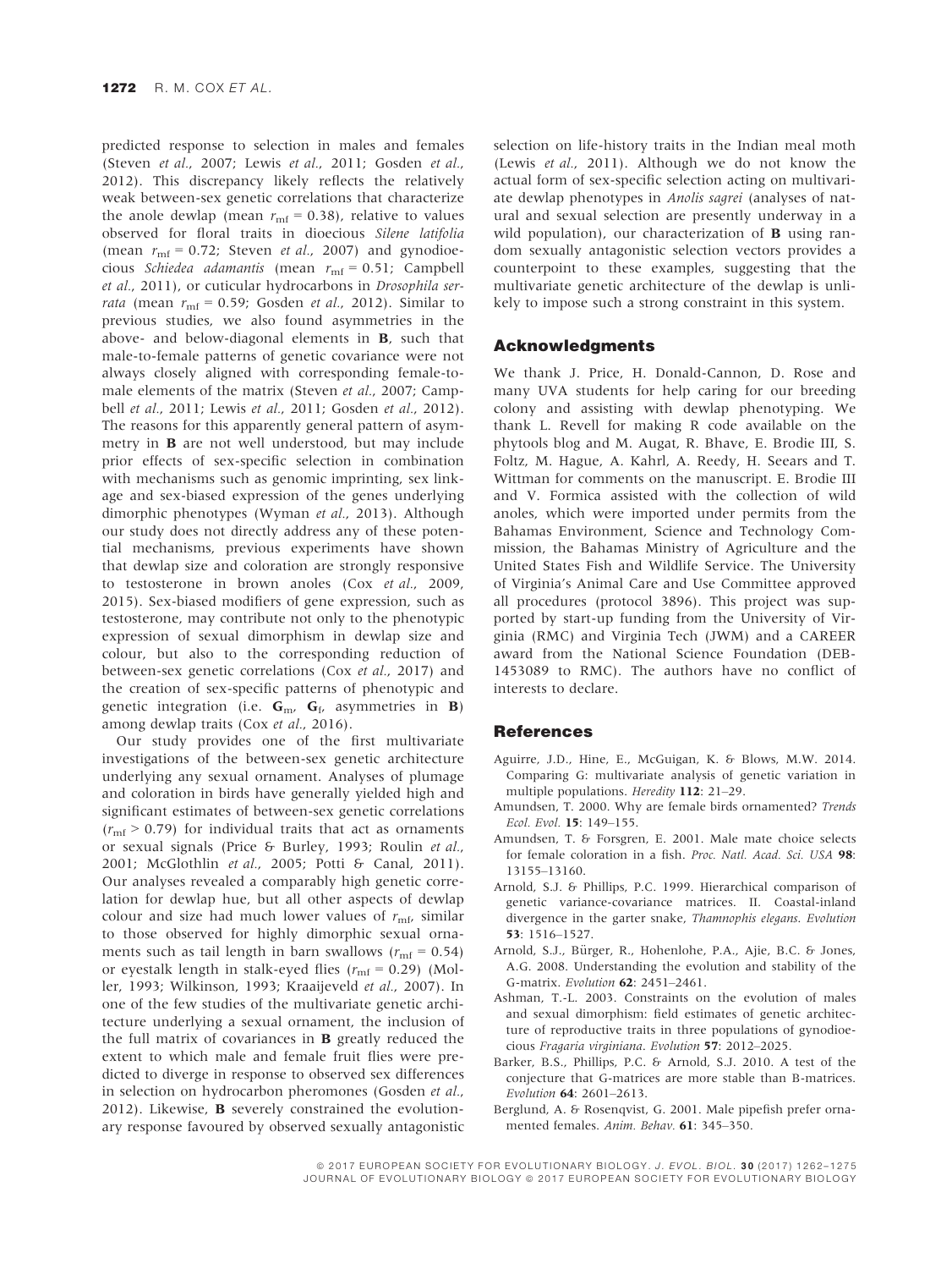predicted response to selection in males and females (Steven *et al.*, 2007; Lewis *et al.*, 2011; Gosden *et al.*, 2012). This discrepancy likely reflects the relatively weak between-sex genetic correlations that characterize the anole dewlap (mean $r_{\mathrm{mf}} = 0.38$), relative to values observed for floral traits in dioecious *Silene latifolia* (mean $r_{\mathrm{mf}} = 0.72$; Steven *et al.*, 2007) and gynodioecious *Schiedea adamantis* (mean $r_{\mathrm{mf}} = 0.51$; Campbell *et al.*, 2011), or cuticular hydrocarbons in *Drosophila serrata* (mean $r_{\mathrm{mf}} = 0.59$; Gosden *et al.*, 2012). Similar to previous studies, we also found asymmetries in the above- and below-diagonal elements in **B**, such that male-to-female patterns of genetic covariance were not always closely aligned with corresponding female-to-male elements of the matrix (Steven *et al.*, 2007; Campbell *et al.*, 2011; Lewis *et al.*, 2011; Gosden *et al.*, 2012). The reasons for this apparently general pattern of asymmetry in **B** are not well understood, but may include prior effects of sex-specific selection in combination with mechanisms such as genomic imprinting, sex linkage and sex-biased expression of the genes underlying dimorphic phenotypes (Wyman *et al.*, 2013). Although our study does not directly address any of these potential mechanisms, previous experiments have shown that dewlap size and coloration are strongly responsive to testosterone in brown anoles (Cox *et al.*, 2009, 2015). Sex-biased modifiers of gene expression, such as testosterone, may contribute not only to the phenotypic expression of sexual dimorphism in dewlap size and colour, but also to the corresponding reduction of between-sex genetic correlations (Cox *et al.*, 2017) and the creation of sex-specific patterns of phenotypic and genetic integration (i.e. $\mathbf{G}_{\mathrm{m}}$, $\mathbf{G}_{\mathrm{f}}$, asymmetries in **B**) among dewlap traits (Cox *et al.*, 2016).

Our study provides one of the first multivariate investigations of the between-sex genetic architecture underlying any sexual ornament. Analyses of plumage and coloration in birds have generally yielded high and significant estimates of between-sex genetic correlations ($r_{\mathrm{mf}} > 0.79$) for individual traits that act as ornaments or sexual signals (Price & Burley, 1993; Roulin *et al.*, 2001; McGlothlin *et al.*, 2005; Potti & Canal, 2011). Our analyses revealed a comparably high genetic correlation for dewlap hue, but all other aspects of dewlap colour and size had much lower values of $r_{\mathrm{mf}}$, similar to those observed for highly dimorphic sexual ornaments such as tail length in barn swallows ($r_{\mathrm{mf}} = 0.54$) or eyestalk length in stalk-eyed flies ($r_{\mathrm{mf}} = 0.29$) (Moller, 1993; Wilkinson, 1993; Kraaijeveld *et al.*, 2007). In one of the few studies of the multivariate genetic architecture underlying a sexual ornament, the inclusion of the full matrix of covariances in **B** greatly reduced the extent to which male and female fruit flies were predicted to diverge in response to observed sex differences in selection on hydrocarbon pheromones (Gosden *et al.*, 2012). Likewise, **B** severely constrained the evolutionary response favoured by observed sexually antagonistic selection on life-history traits in the Indian meal moth (Lewis *et al.*, 2011). Although we do not know the actual form of sex-specific selection acting on multivariate dewlap phenotypes in *Anolis sagrei* (analyses of natural and sexual selection are presently underway in a wild population), our characterization of **B** using random sexually antagonistic selection vectors provides a counterpoint to these examples, suggesting that the multivariate genetic architecture of the dewlap is unlikely to impose such a strong constraint in this system.

## Acknowledgments

We thank J. Price, H. Donald-Cannon, D. Rose and many UVA students for help caring for our breeding colony and assisting with dewlap phenotyping. We thank L. Revell for making R code available on the phytools blog and M. Augat, R. Bhave, E. Brodie III, S. Foltz, M. Hague, A. Kahrl, A. Reedy, H. Seears and T. Wittman for comments on the manuscript. E. Brodie III and V. Formica assisted with the collection of wild anoles, which were imported under permits from the Bahamas Environment, Science and Technology Commission, the Bahamas Ministry of Agriculture and the United States Fish and Wildlife Service. The University of Virginia's Animal Care and Use Committee approved all procedures (protocol 3896). This project was supported by start-up funding from the University of Virginia (RMC) and Virginia Tech (JWM) and a CAREER award from the National Science Foundation (DEB-1453089 to RMC). The authors have no conflict of interests to declare.

## References

Aguirre, J.D., Hine, E., McGuigan, K. & Blows, M.W. 2014. Comparing G: multivariate analysis of genetic variation in multiple populations. *Heredity* **112**: 21–29.

Amundsen, T. 2000. Why are female birds ornamented? *Trends Ecol. Evol.* **15**: 149–155.

Amundsen, T. & Forsgren, E. 2001. Male mate choice selects for female coloration in a fish. *Proc. Natl. Acad. Sci. USA* **98**: 13155–13160.

Arnold, S.J. & Phillips, P.C. 1999. Hierarchical comparison of genetic variance-covariance matrices. II. Coastal-inland divergence in the garter snake, *Thamnophis elegans*. *Evolution* **53**: 1516–1527.

Arnold, S.J., Bürger, R., Hohenlohe, P.A., Ajie, B.C. & Jones, A.G. 2008. Understanding the evolution and stability of the G-matrix. *Evolution* **62**: 2451–2461.

Ashman, T.-L. 2003. Constraints on the evolution of males and sexual dimorphism: field estimates of genetic architecture of reproductive traits in three populations of gynodioecious *Fragaria virginiana*. *Evolution* **57**: 2012–2025.

Barker, B.S., Phillips, P.C. & Arnold, S.J. 2010. A test of the conjecture that G-matrices are more stable than B-matrices. *Evolution* **64**: 2601–2613.

Berglund, A. & Rosenqvist, G. 2001. Male pipefish prefer ornamented females. *Anim. Behav.* **61**: 345–350.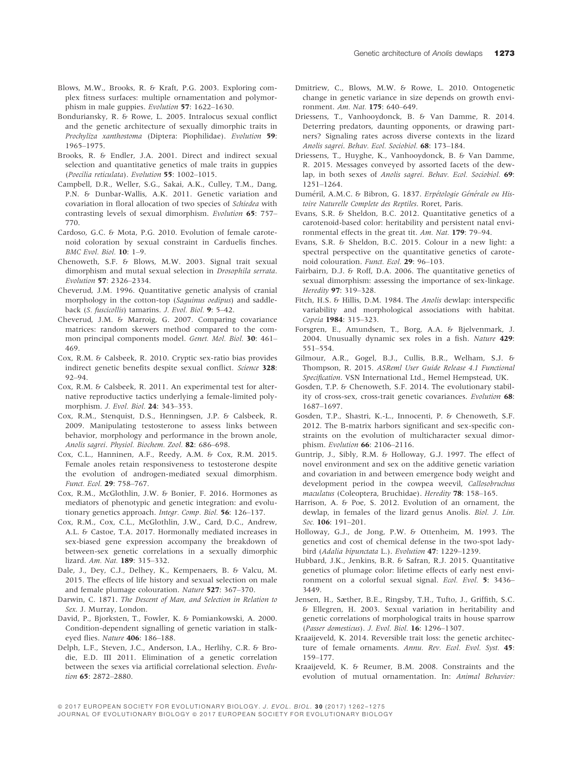Blows, M.W., Brooks, R. & Kraft, P.G. 2003. Exploring complex fitness surfaces: multiple ornamentation and polymorphism in male guppies. *Evolution* **57**: 1622–1630.

Bonduriansky, R. & Rowe, L. 2005. Intralocus sexual conflict and the genetic architecture of sexually dimorphic traits in *Prochyliza xanthostoma* (Diptera: Piophilidae). *Evolution* **59**: 1965–1975.

Brooks, R. & Endler, J.A. 2001. Direct and indirect sexual selection and quantitative genetics of male traits in guppies (*Poecilia reticulata*). *Evolution* **55**: 1002–1015.

Campbell, D.R., Weller, S.G., Sakai, A.K., Culley, T.M., Dang, P.N. & Dunbar-Wallis, A.K. 2011. Genetic variation and covariation in floral allocation of two species of *Schiedea* with contrasting levels of sexual dimorphism. *Evolution* **65**: 757–770.

Cardoso, G.C. & Mota, P.G. 2010. Evolution of female carotenoid coloration by sexual constraint in Carduelis finches. *BMC Evol. Biol.* **10**: 1–9.

Chenoweth, S.F. & Blows, M.W. 2003. Signal trait sexual dimorphism and mutal sexual selection in *Drosophila serrata*. *Evolution* **57**: 2326–2334.

Cheverud, J.M. 1996. Quantitative genetic analysis of cranial morphology in the cotton-top (*Saguinus oedipus*) and saddle-back (*S. fuscicollis*) tamarins. *J. Evol. Biol.* **9**: 5–42.

Cheverud, J.M. & Marroig, G. 2007. Comparing covariance matrices: random skewers method compared to the common principal components model. *Genet. Mol. Biol.* **30**: 461–469.

Cox, R.M. & Calsbeek, R. 2010. Cryptic sex-ratio bias provides indirect genetic benefits despite sexual conflict. *Science* **328**: 92–94.

Cox, R.M. & Calsbeek, R. 2011. An experimental test for alternative reproductive tactics underlying a female-limited polymorphism. *J. Evol. Biol.* **24**: 343–353.

Cox, R.M., Stenquist, D.S., Henningsen, J.P. & Calsbeek, R. 2009. Manipulating testosterone to assess links between behavior, morphology and performance in the brown anole, *Anolis sagrei*. *Physiol. Biochem. Zool.* **82**: 686–698.

Cox, C.L., Hanninen, A.F., Reedy, A.M. & Cox, R.M. 2015. Female anoles retain responsiveness to testosterone despite the evolution of androgen-mediated sexual dimorphism. *Funct. Ecol.* **29**: 758–767.

Cox, R.M., McGlothlin, J.W. & Bonier, F. 2016. Hormones as mediators of phenotypic and genetic integration: and evolutionary genetics approach. *Integr. Comp. Biol.* **56**: 126–137.

Cox, R.M., Cox, C.L., McGlothlin, J.W., Card, D.C., Andrew, A.L. & Castoe, T.A. 2017. Hormonally mediated increases in sex-biased gene expression accompany the breakdown of between-sex genetic correlations in a sexually dimorphic lizard. *Am. Nat.* **189**: 315–332.

Dale, J., Dey, C.J., Delhey, K., Kempenaers, B. & Valcu, M. 2015. The effects of life history and sexual selection on male and female plumage colouration. *Nature* **527**: 367–370.

Darwin, C. 1871. *The Descent of Man, and Selection in Relation to Sex*. J. Murray, London.

David, P., Bjorksten, T., Fowler, K. & Pomiankowski, A. 2000. Condition-dependent signalling of genetic variation in stalk-eyed flies. *Nature* **406**: 186–188.

Delph, L.F., Steven, J.C., Anderson, I.A., Herlihy, C.R. & Brodie, E.D. III 2011. Elimination of a genetic correlation between the sexes via artificial correlational selection. *Evolution* **65**: 2872–2880.

Dmitriew, C., Blows, M.W. & Rowe, L. 2010. Ontogenetic change in genetic variance in size depends on growth environment. *Am. Nat.* **175**: 640–649.

Driessens, T., Vanhooydonck, B. & Van Damme, R. 2014. Deterring predators, daunting opponents, or drawing partners? Signaling rates across diverse contexts in the lizard *Anolis sagrei*. *Behav. Ecol. Sociobiol.* **68**: 173–184.

Driessens, T., Huyghe, K., Vanhooydonck, B. & Van Damme, R. 2015. Messages conveyed by assorted facets of the dewlap, in both sexes of *Anolis sagrei*. *Behav. Ecol. Sociobiol.* **69**: 1251–1264.

Duméril, A.M.C. & Bibron, G. 1837. *Erpétologie Générale ou Histoire Naturelle Complete des Reptiles*. Roret, Paris.

Evans, S.R. & Sheldon, B.C. 2012. Quantitative genetics of a carotenoid-based color: heritability and persistent natal environmental effects in the great tit. *Am. Nat.* **179**: 79–94.

Evans, S.R. & Sheldon, B.C. 2015. Colour in a new light: a spectral perspective on the quantitative genetics of carotenoid colouration. *Funct. Ecol.* **29**: 96–103.

Fairbairn, D.J. & Roff, D.A. 2006. The quantitative genetics of sexual dimorphism: assessing the importance of sex-linkage. *Heredity* **97**: 319–328.

Fitch, H.S. & Hillis, D.M. 1984. The *Anolis* dewlap: interspecific variability and morphological associations with habitat. *Copeia* **1984**: 315–323.

Forsgren, E., Amundsen, T., Borg, A.A. & Bjelvenmark, J. 2004. Unusually dynamic sex roles in a fish. *Nature* **429**: 551–554.

Gilmour, A.R., Gogel, B.J., Cullis, B.R., Welham, S.J. & Thompson, R. 2015. *ASReml User Guide Release 4.1 Functional Specification*. VSN International Ltd., Hemel Hempstead, UK.

Gosden, T.P. & Chenoweth, S.F. 2014. The evolutionary stability of cross-sex, cross-trait genetic covariances. *Evolution* **68**: 1687–1697.

Gosden, T.P., Shastri, K.-L., Innocenti, P. & Chenoweth, S.F. 2012. The B-matrix harbors significant and sex-specific constraints on the evolution of multicharacter sexual dimorphism. *Evolution* **66**: 2106–2116.

Guntrip, J., Sibly, R.M. & Holloway, G.J. 1997. The effect of novel environment and sex on the additive genetic variation and covariation in and between emergence body weight and development period in the cowpea weevil, *Callosobruchus maculatus* (Coleoptera, Bruchidae). *Heredity* **78**: 158–165.

Harrison, A. & Poe, S. 2012. Evolution of an ornament, the dewlap, in females of the lizard genus Anolis. *Biol. J. Lin. Soc.* **106**: 191–201.

Holloway, G.J., de Jong, P.W. & Ottenheim, M. 1993. The genetics and cost of chemical defense in the two-spot ladybird (*Adalia bipunctata* L.). *Evolution* **47**: 1229–1239.

Hubbard, J.K., Jenkins, B.R. & Safran, R.J. 2015. Quantitative genetics of plumage color: lifetime effects of early nest environment on a colorful sexual signal. *Ecol. Evol.* **5**: 3436–3449.

Jensen, H., Sæther, B.E., Ringsby, T.H., Tufto, J., Griffith, S.C. & Ellegren, H. 2003. Sexual variation in heritability and genetic correlations of morphological traits in house sparrow (*Passer domesticus*). *J. Evol. Biol.* **16**: 1296–1307.

Kraaijeveld, K. 2014. Reversible trait loss: the genetic architecture of female ornaments. *Annu. Rev. Ecol. Evol. Syst.* **45**: 159–177.

Kraaijeveld, K. & Reumer, B.M. 2008. Constraints and the evolution of mutual ornamentation. In: *Animal Behavior:*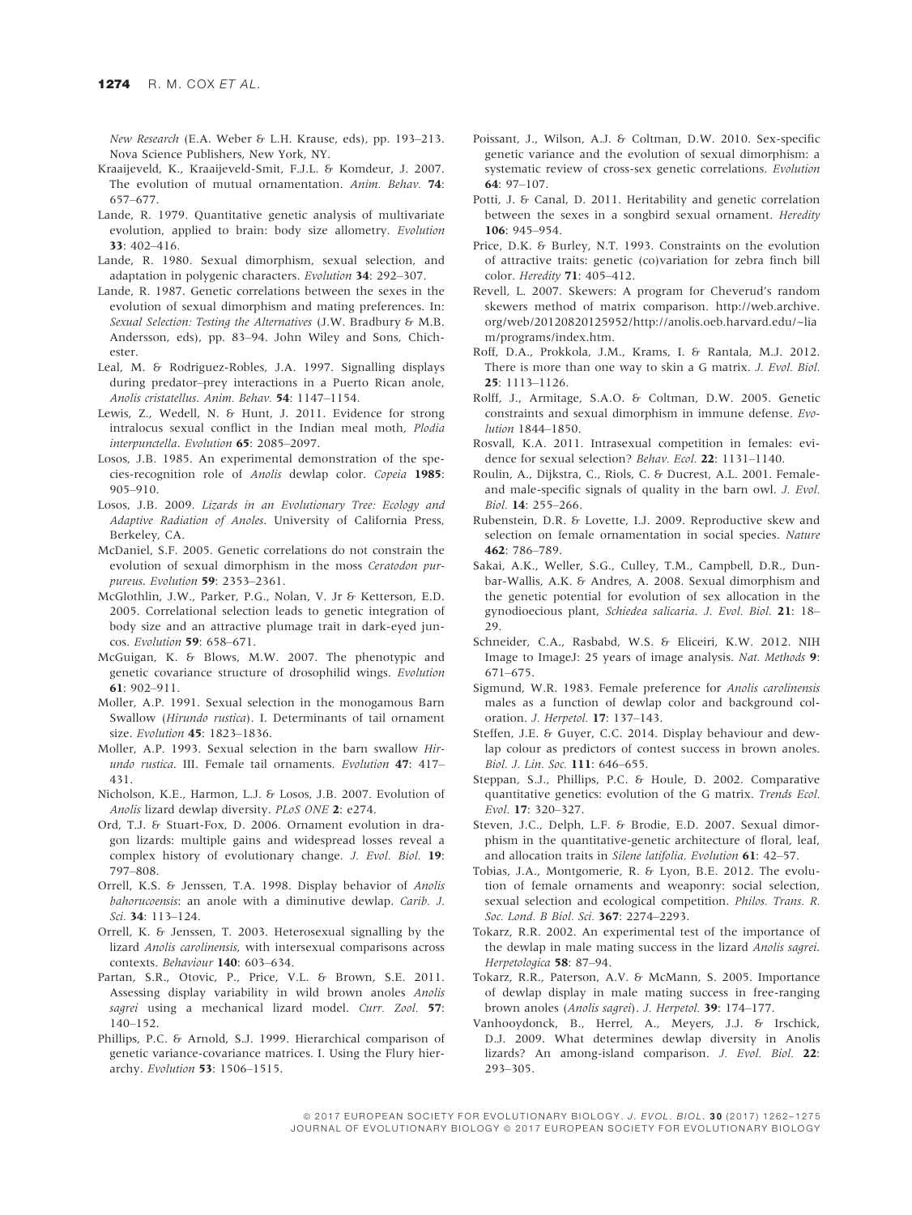New Research (E.A. Weber & L.H. Krause, eds), pp. 193–213. Nova Science Publishers, New York, NY.

Kraaijeveld, K., Kraaijeveld-Smit, F.J.L. & Komdeur, J. 2007. The evolution of mutual ornamentation. *Anim. Behav.* **74**: 657–677.

Lande, R. 1979. Quantitative genetic analysis of multivariate evolution, applied to brain: body size allometry. *Evolution* **33**: 402–416.

Lande, R. 1980. Sexual dimorphism, sexual selection, and adaptation in polygenic characters. *Evolution* **34**: 292–307.

Lande, R. 1987. Genetic correlations between the sexes in the evolution of sexual dimorphism and mating preferences. In: *Sexual Selection: Testing the Alternatives* (J.W. Bradbury & M.B. Andersson, eds), pp. 83–94. John Wiley and Sons, Chichester.

Leal, M. & Rodriguez-Robles, J.A. 1997. Signalling displays during predator–prey interactions in a Puerto Rican anole, *Anolis cristatellus*. *Anim. Behav.* **54**: 1147–1154.

Lewis, Z., Wedell, N. & Hunt, J. 2011. Evidence for strong intralocus sexual conflict in the Indian meal moth, *Plodia interpunctella*. *Evolution* **65**: 2085–2097.

Losos, J.B. 1985. An experimental demonstration of the species-recognition role of *Anolis* dewlap color. *Copeia* **1985**: 905–910.

Losos, J.B. 2009. *Lizards in an Evolutionary Tree: Ecology and Adaptive Radiation of Anoles*. University of California Press, Berkeley, CA.

McDaniel, S.F. 2005. Genetic correlations do not constrain the evolution of sexual dimorphism in the moss *Ceratodon purpureus*. *Evolution* **59**: 2353–2361.

McGlothlin, J.W., Parker, P.G., Nolan, V. Jr & Ketterson, E.D. 2005. Correlational selection leads to genetic integration of body size and an attractive plumage trait in dark-eyed juncos. *Evolution* **59**: 658–671.

McGuigan, K. & Blows, M.W. 2007. The phenotypic and genetic covariance structure of drosophilid wings. *Evolution* **61**: 902–911.

Moller, A.P. 1991. Sexual selection in the monogamous Barn Swallow (*Hirundo rustica*). I. Determinants of tail ornament size. *Evolution* **45**: 1823–1836.

Moller, A.P. 1993. Sexual selection in the barn swallow *Hirundo rustica*. III. Female tail ornaments. *Evolution* **47**: 417–431.

Nicholson, K.E., Harmon, L.J. & Losos, J.B. 2007. Evolution of *Anolis* lizard dewlap diversity. *PLoS ONE* **2**: e274.

Ord, T.J. & Stuart-Fox, D. 2006. Ornament evolution in dragon lizards: multiple gains and widespread losses reveal a complex history of evolutionary change. *J. Evol. Biol.* **19**: 797–808.

Orrell, K.S. & Jenssen, T.A. 1998. Display behavior of *Anolis bahorucoensis*: an anole with a diminutive dewlap. *Carib. J. Sci.* **34**: 113–124.

Orrell, K. & Jenssen, T. 2003. Heterosexual signalling by the lizard *Anolis carolinensis*, with intersexual comparisons across contexts. *Behaviour* **140**: 603–634.

Partan, S.R., Otovic, P., Price, V.L. & Brown, S.E. 2011. Assessing display variability in wild brown anoles *Anolis sagrei* using a mechanical lizard model. *Curr. Zool.* **57**: 140–152.

Phillips, P.C. & Arnold, S.J. 1999. Hierarchical comparison of genetic variance-covariance matrices. I. Using the Flury hierarchy. *Evolution* **53**: 1506–1515.

Poissant, J., Wilson, A.J. & Coltman, D.W. 2010. Sex-specific genetic variance and the evolution of sexual dimorphism: a systematic review of cross-sex genetic correlations. *Evolution* **64**: 97–107.

Potti, J. & Canal, D. 2011. Heritability and genetic correlation between the sexes in a songbird sexual ornament. *Heredity* **106**: 945–954.

Price, D.K. & Burley, N.T. 1993. Constraints on the evolution of attractive traits: genetic (co)variation for zebra finch bill color. *Heredity* **71**: 405–412.

Revell, L. 2007. Skewers: A program for Cheverud's random skewers method of matrix comparison. http://web.archive.org/web/20120820125952/http://anolis.oeb.harvard.edu/~liam/programs/index.htm.

Roff, D.A., Prokkola, J.M., Krams, I. & Rantala, M.J. 2012. There is more than one way to skin a G matrix. *J. Evol. Biol.* **25**: 1113–1126.

Rolff, J., Armitage, S.A.O. & Coltman, D.W. 2005. Genetic constraints and sexual dimorphism in immune defense. *Evolution* 1844–1850.

Rosvall, K.A. 2011. Intrasexual competition in females: evidence for sexual selection? *Behav. Ecol.* **22**: 1131–1140.

Roulin, A., Dijkstra, C., Riols, C. & Ducrest, A.L. 2001. Female- and male-specific signals of quality in the barn owl. *J. Evol. Biol.* **14**: 255–266.

Rubenstein, D.R. & Lovette, I.J. 2009. Reproductive skew and selection on female ornamentation in social species. *Nature* **462**: 786–789.

Sakai, A.K., Weller, S.G., Culley, T.M., Campbell, D.R., Dunbar-Wallis, A.K. & Andres, A. 2008. Sexual dimorphism and the genetic potential for evolution of sex allocation in the gynodioecious plant, *Schiedea salicaria*. *J. Evol. Biol.* **21**: 18–29.

Schneider, C.A., Rasbabd, W.S. & Eliceiri, K.W. 2012. NIH Image to ImageJ: 25 years of image analysis. *Nat. Methods* **9**: 671–675.

Sigmund, W.R. 1983. Female preference for *Anolis carolinensis* males as a function of dewlap color and background coloration. *J. Herpetol.* **17**: 137–143.

Steffen, J.E. & Guyer, C.C. 2014. Display behaviour and dewlap colour as predictors of contest success in brown anoles. *Biol. J. Lin. Soc.* **111**: 646–655.

Steppan, S.J., Phillips, P.C. & Houle, D. 2002. Comparative quantitative genetics: evolution of the G matrix. *Trends Ecol. Evol.* **17**: 320–327.

Steven, J.C., Delph, L.F. & Brodie, E.D. 2007. Sexual dimorphism in the quantitative-genetic architecture of floral, leaf, and allocation traits in *Silene latifolia*. *Evolution* **61**: 42–57.

Tobias, J.A., Montgomerie, R. & Lyon, B.E. 2012. The evolution of female ornaments and weaponry: social selection, sexual selection and ecological competition. *Philos. Trans. R. Soc. Lond. B Biol. Sci.* **367**: 2274–2293.

Tokarz, R.R. 2002. An experimental test of the importance of the dewlap in male mating success in the lizard *Anolis sagrei*. *Herpetologica* **58**: 87–94.

Tokarz, R.R., Paterson, A.V. & McMann, S. 2005. Importance of dewlap display in male mating success in free-ranging brown anoles (*Anolis sagrei*). *J. Herpetol.* **39**: 174–177.

Vanhooydonck, B., Herrel, A., Meyers, J.J. & Irschick, D.J. 2009. What determines dewlap diversity in Anolis lizards? An among-island comparison. *J. Evol. Biol.* **22**: 293–305.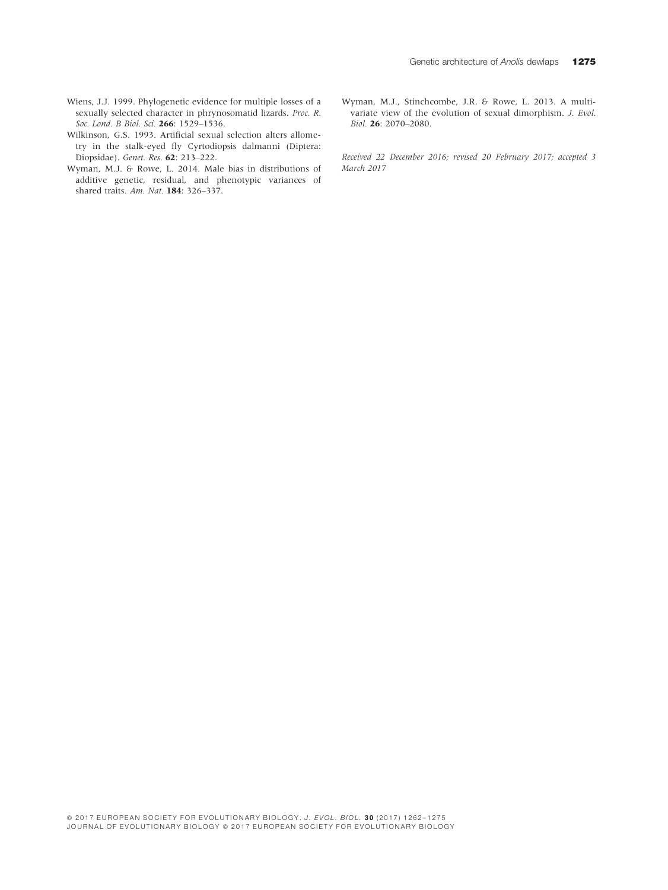Wiens, J.J. 1999. Phylogenetic evidence for multiple losses of a sexually selected character in phrynosomatid lizards. *Proc. R. Soc. Lond. B Biol. Sci.* **266**: 1529–1536.

Wilkinson, G.S. 1993. Artificial sexual selection alters allometry in the stalk-eyed fly Cyrtodiopsis dalmanni (Diptera: Diopsidae). *Genet. Res.* **62**: 213–222.

Wyman, M.J. & Rowe, L. 2014. Male bias in distributions of additive genetic, residual, and phenotypic variances of shared traits. *Am. Nat.* **184**: 326–337.

Wyman, M.J., Stinchcombe, J.R. & Rowe, L. 2013. A multivariate view of the evolution of sexual dimorphism. *J. Evol. Biol.* **26**: 2070–2080.

*Received 22 December 2016; revised 20 February 2017; accepted 3 March 2017*